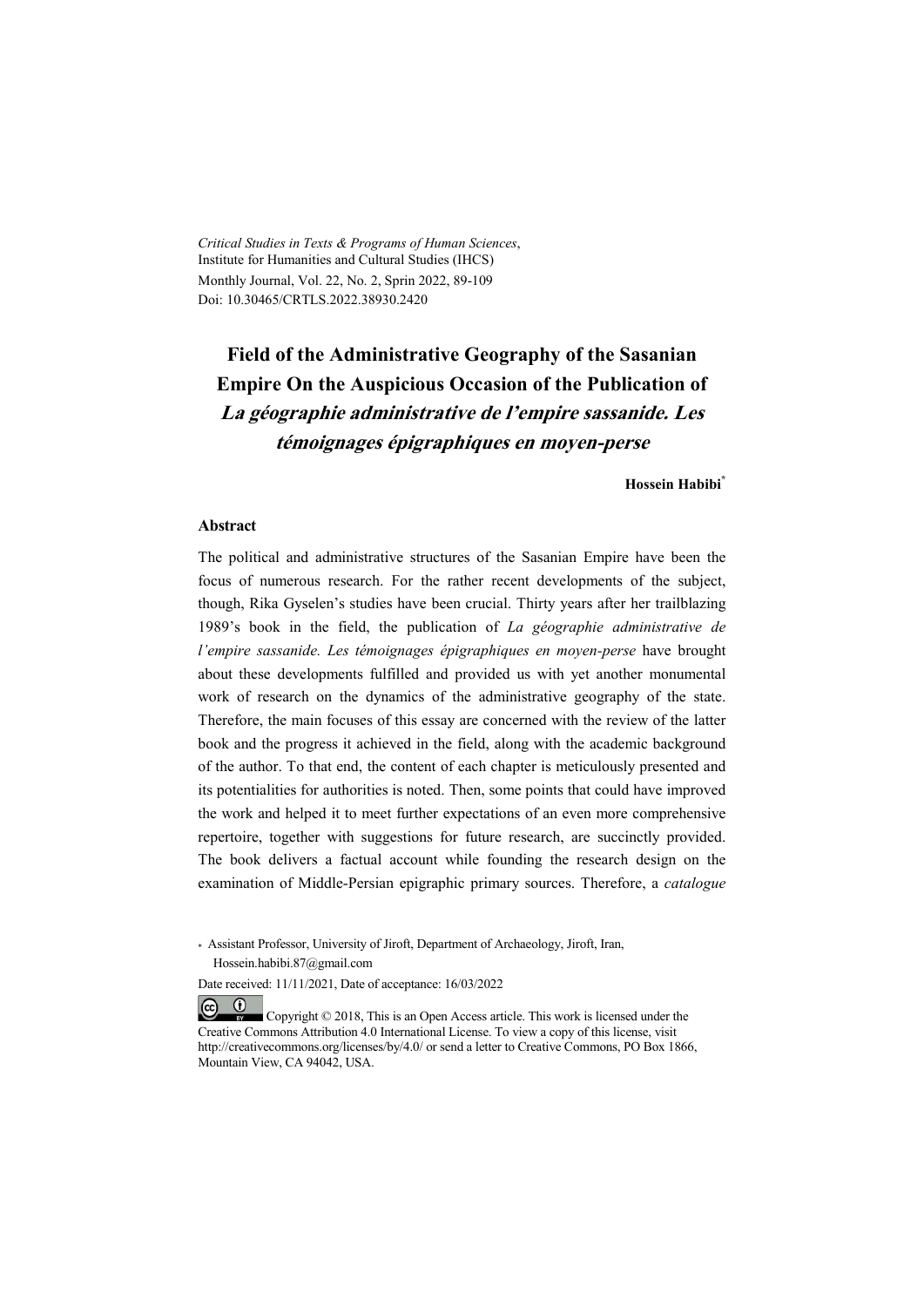*Critical Studies in Texts & Programs of Human Sciences*,
Institute for Humanities and Cultural Studies (IHCS)
Monthly Journal, Vol. 22, No. 2, Sprin 2022, 89-109
Doi: 10.30465/CRTLS.2022.38930.2420

# Field of the Administrative Geography of the Sasanian Empire On the Auspicious Occasion of the Publication of *La géographie administrative de l'empire sassanide. Les témoignages épigraphiques en moyen-perse*

**Hossein Habibi***

### Abstract

The political and administrative structures of the Sasanian Empire have been the focus of numerous research. For the rather recent developments of the subject, though, Rika Gyselen's studies have been crucial. Thirty years after her trailblazing 1989's book in the field, the publication of *La géographie administrative de l'empire sassanide. Les témoignages épigraphiques en moyen-perse* have brought about these developments fulfilled and provided us with yet another monumental work of research on the dynamics of the administrative geography of the state. Therefore, the main focuses of this essay are concerned with the review of the latter book and the progress it achieved in the field, along with the academic background of the author. To that end, the content of each chapter is meticulously presented and its potentialities for authorities is noted. Then, some points that could have improved the work and helped it to meet further expectations of an even more comprehensive repertoire, together with suggestions for future research, are succinctly provided. The book delivers a factual account while founding the research design on the examination of Middle-Persian epigraphic primary sources. Therefore, a *catalogue*

\* Assistant Professor, University of Jiroft, Department of Archaeology, Jiroft, Iran, Hossein.habibi.87@gmail.com

Date received: 11/11/2021, Date of acceptance: 16/03/2022

Copyright © 2018, This is an Open Access article. This work is licensed under the Creative Commons Attribution 4.0 International License. To view a copy of this license, visit http://creativecommons.org/licenses/by/4.0/ or send a letter to Creative Commons, PO Box 1866, Mountain View, CA 94042, USA.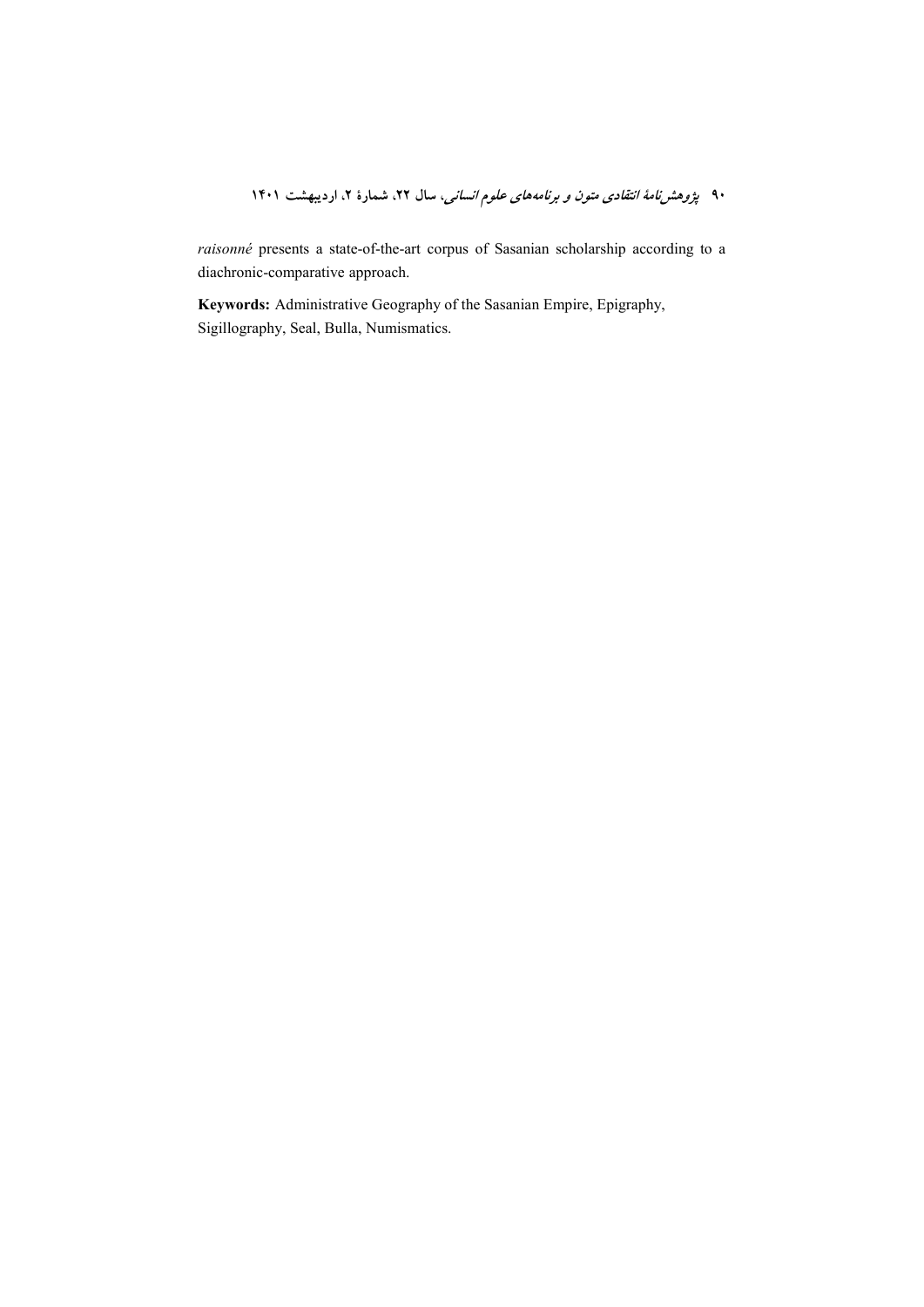*raisonné* presents a state-of-the-art corpus of Sasanian scholarship according to a diachronic-comparative approach.

**Keywords:** Administrative Geography of the Sasanian Empire, Epigraphy, Sigillography, Seal, Bulla, Numismatics.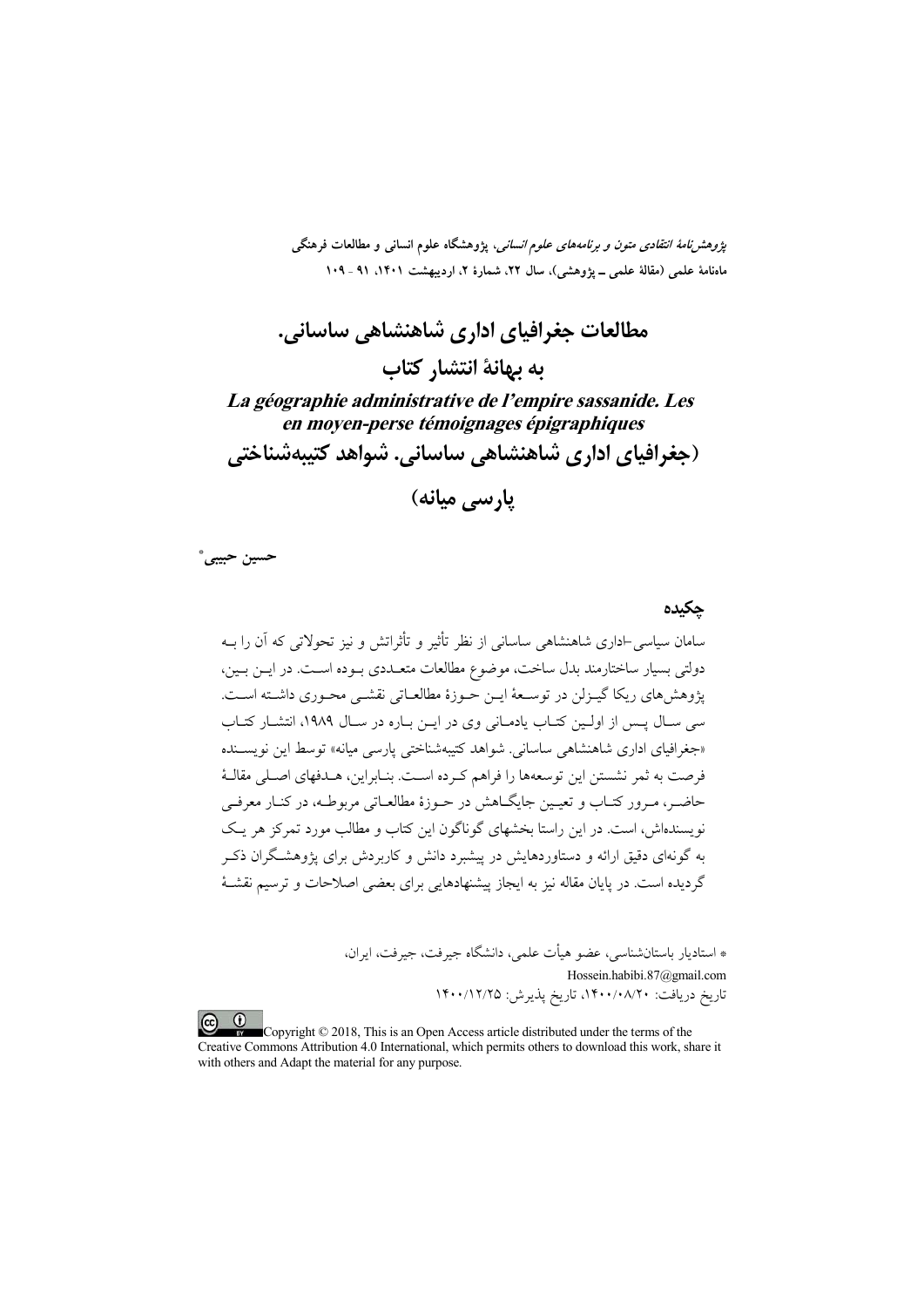# مطالعات جغرافیای اداری شاهنشاهی ساسانی. به بهانهٔ انتشار کتاب

## *La géographie administrative de l'empire sassanide. Les en moyen-perse témoignages épigraphiques*

## (جغرافیای اداری شاهنشاهی ساسانی. شواهد کتیبه‌شناختی پارسی میانه)

**حسین حبیبی***

### چکیده

سامان سیاسی-اداری شاهنشاهی ساسانی از نظر تأثیر و تأثراتش و نیز تحولاتی که آن را بـه دولتی بسیار ساختارمند بدل ساخت، موضوع مطالعات متعـددی بـوده اسـت. در ایـن بـین، پژوهش‌های ریکا گیـزلن در توسـعهٔ ایـن حـوزهٔ مطالعـاتی نقشـی محـوری داشـته اسـت. سی سـال پـس از اولـین کتـاب یادمـانی وی در ایـن بـاره در سـال ۱۹۸۹، انتشـار کتـاب «جغرافیای اداری شاهنشاهی ساسانی. شواهد کتیبه‌شناختی پارسی میانه» توسط این نویسـنده فرصت به ثمر نشستن این توسعه‌ها را فراهم کـرده اسـت. بنـابراین، هـدفهای اصـلی مقالـهٔ حاضـر، مـرور کتـاب و تعیـین جایگـاهش در حـوزهٔ مطالعـاتی مربوطـه، در کنـار معرفـی نویسنده‌اش، است. در این راستا بخشهای گوناگون این کتاب و مطالب مورد تمرکز هر یـک به گونه‌ای دقیق ارائه و دستاوردهایش در پیشبرد دانش و کاربردش برای پژوهشـگران ذکـر گردیده است. در پایان مقاله نیز به ایجاز پیشنهادهایی برای بعضی اصلاحات و ترسیم نقشـهٔ

---

* استادیار باستان‌شناسی، عضو هیأت علمی، دانشگاه جیرفت، جیرفت، ایران،
Hossein.habibi.87@gmail.com
تاریخ دریافت: ۱۴۰۰/۰۸/۲۰، تاریخ پذیرش: ۱۴۰۰/۱۲/۲۵

Copyright © 2018, This is an Open Access article distributed under the terms of the Creative Commons Attribution 4.0 International, which permits others to download this work, share it with others and Adapt the material for any purpose.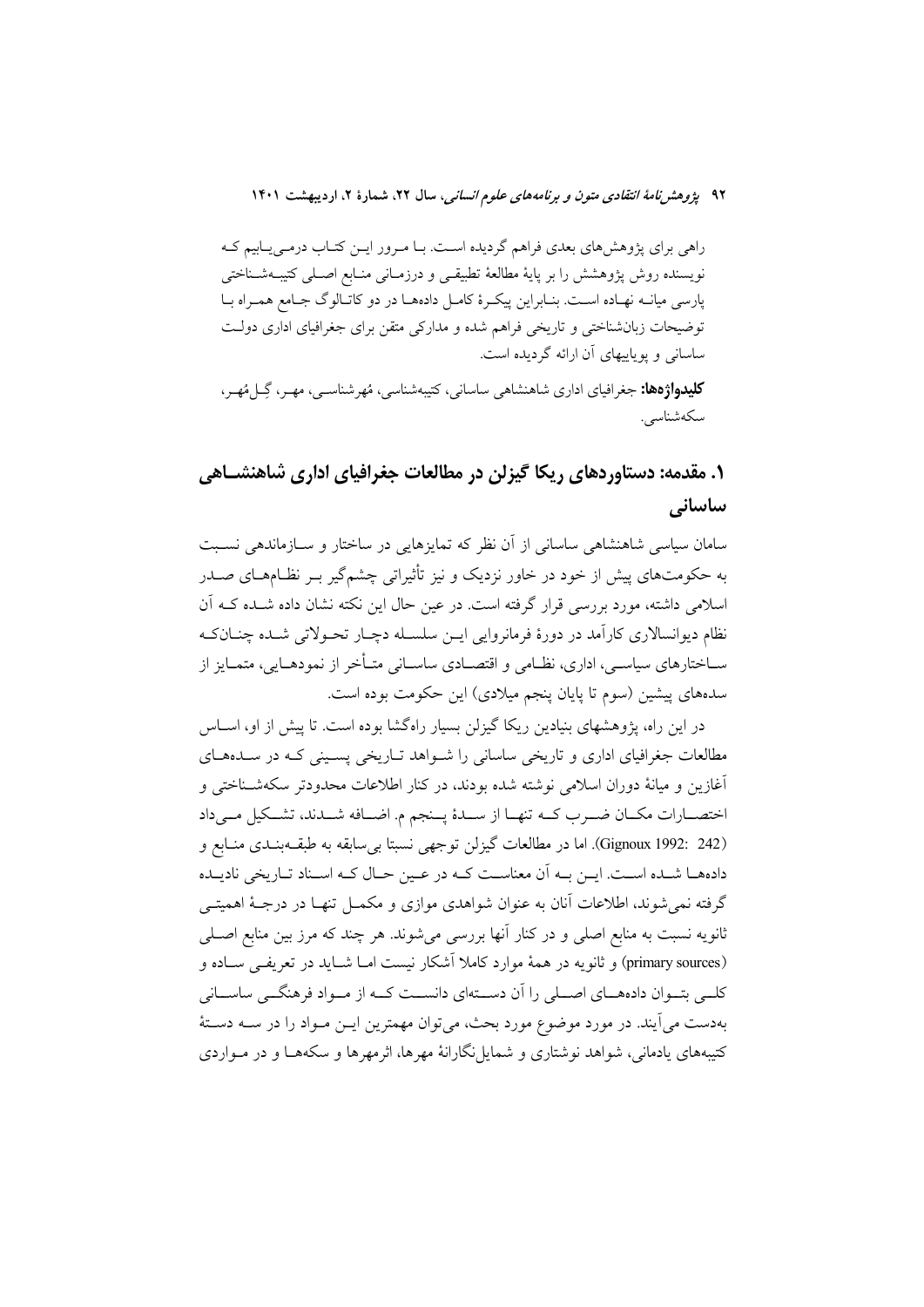راهی برای پژوهش‌های بعدی فراهم گردیده است. با مرور این کتاب درمی‌یابیم که نویسنده روش پژوهش را بر پایهٔ مطالعهٔ تطبیقی و درزمانی منابع اصلی کتیبه‌شناختی پارسی میانه نهاده است. بنابراین پیکرهٔ کامل داده‌ها در دو کاتالوگ جامع همراه با توضیحات زبان‌شناختی و تاریخی فراهم شده و مدارکی متقن برای جغرافیای اداری دولت ساسانی و پوییاییهای آن ارائه گردیده است.

**کلیدواژه‌ها:** جغرافیای اداری شاهنشاهی ساسانی، کتیبه‌شناسی، مُهرشناسی، مهر، گِل‌مُهر، سکه‌شناسی.

## ۱. مقدمه: دستاوردهای ریکا گیزلن در مطالعات جغرافیای اداری شاهنشاهی ساسانی

سامان سیاسی شاهنشاهی ساسانی از آن نظر که تمایزهایی در ساختار و سازماندهی نسبت به حکومت‌های پیش از خود در خاور نزدیک و نیز تأثیراتی چشم‌گیر بر نظام‌های صدر اسلامی داشته، مورد بررسی قرار گرفته است. در عین حال این نکته نشان داده شده که آن نظام دیوانسالاری کارآمد در دورهٔ فرمانروایی این سلسله دچار تحولاتی شده چنانکه ساختارهای سیاسی، اداری، نظامی و اقتصادی ساسانی متأخر از نمودهایی، متمایز از سده‌های پیشین (سوم تا پایان پنجم میلادی) این حکومت بوده است.

در این راه، پژوهشهای بنیادین ریکا گیزلن بسیار راه‌گشا بوده است. تا پیش از او، اساس مطالعات جغرافیای اداری و تاریخی ساسانی را شواهد تاریخی پسینی که در سده‌های آغازین و میانهٔ دوران اسلامی نوشته شده بودند، در کنار اطلاعات محدودتر سکه‌شناختی و اختصارات مکان ضرب که تنها از سدهٔ پنجم م. اضافه شدند، تشکیل می‌داد (Gignoux 1992: 242). اما در مطالعات گیزلن توجهی نسبتا بی‌سابقه به طبقه‌بندی منابع و داده‌ها شده است. این به آن معناست که در عین حال که اسناد تاریخی نادیده گرفته نمی‌شوند، اطلاعات آنان به عنوان شواهدی موازی و مکمل تنها در درجهٔ اهمیتی ثانویه نسبت به منابع اصلی و در کنار آنها بررسی می‌شوند. هر چند که مرز بین منابع اصلی (primary sources) و ثانویه در همهٔ موارد کاملا آشکار نیست اما شاید در تعریفی ساده و کلی بتوان داده‌های اصلی را آن دسته‌ای دانست که از مواد فرهنگی ساسانی به‌دست می‌آیند. در مورد موضوع مورد بحث، می‌توان مهمترین این مواد را در سه دستهٔ کتیبه‌های یادمانی، شواهد نوشتاری و شمایل‌نگارانهٔ مهرها، اثرمهرها و سکه‌ها و در مواردی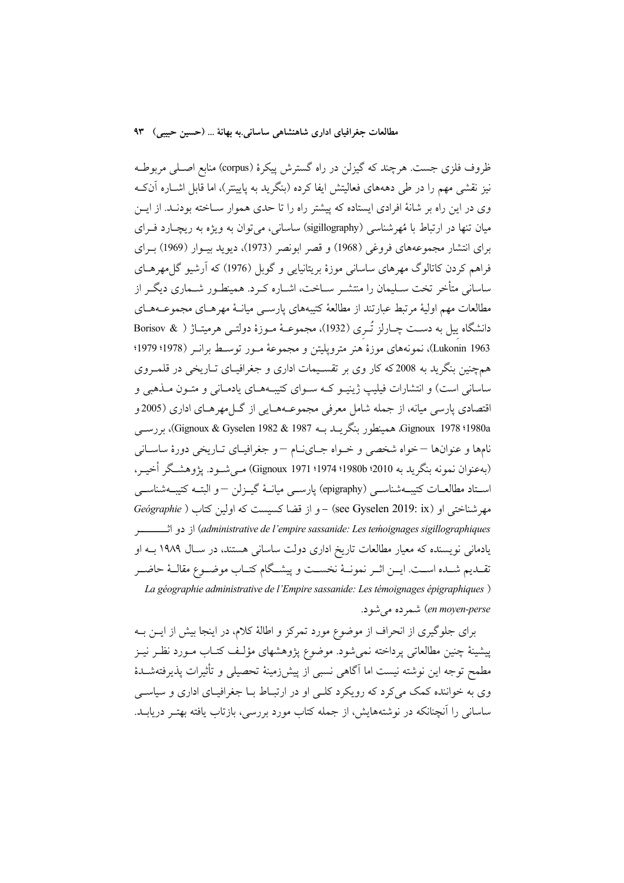ظروف فلزی جست. هرچند که گیزلن در راه گسترش پیکرهٔ (corpus) منابع اصلی مربوطه نیز نقشی مهم را در طی دهه‌های فعالیتش ایفا کرده (بنگرید به پایینتر)، اما قابل اشاره آنکه وی در این راه بر شانهٔ افرادی ایستاده که پیشتر راه را تا حدی هموار ساخته بودند. از این میان تنها در ارتباط با مُهرشناسی (sigillography) ساسانی، می‌توان به ویژه به ریچارد فرای برای انتشار مجموعه‌های فروغی (1968) و قصر ابونصر (1973)، دیوید بیوار (1969) برای فراهم کردن کاتالوگ مهرهای ساسانی موزهٔ بریتانیایی و گوبل (1976) که آرشیو گل‌مهرهای ساسانی متأخر تخت سلیمان را منتشر ساخت، اشاره کرد. همینطور شماری دیگر از مطالعات مهم اولیهٔ مرتبط عبارتند از مطالعهٔ کتیبه‌های پارسی میانهٔ مهرهای مجموعه‌های دانشگاه ییل به دست چارلز تُری (1932)، مجموعهٔ موزهٔ دولتی هرمیتاژ ( Borisov & Lukonin 1963)، نمونه‌های موزهٔ هنر متروپلیتن و مجموعهٔ مور توسط برانر (1978؛ 1979؛ همچنین بنگرید به 2008 که کار وی بر تقسیمات اداری و جغرافیای تاریخی در قلمروی ساسانی است) و انتشارات فیلیپ ژینیو که سوای کتیبه‌های یادمانی و متون مذهبی و اقتصادی پارسی میانه، از جمله شامل معرفی مجموعه‌هایی از گل‌مهرهای اداری (2005 و Gignoux 1978؛ 1980a، همینطور بنگرید به Gignoux & Gyselen 1982 & 1987)، بررسی نامها و عنوان‌ها – خواه شخصی و خواه جای‌نام – و جغرافیای تاریخی دورهٔ ساسانی (به‌عنوان نمونه بنگرید به 2010؛ 1980b؛ 1974؛ Gignoux 1971) می‌شود. پژوهشگر أخیر، استاد مطالعات کتیبه‌شناسی (epigraphy) پارسی میانهٔ گیزلن – و البته کتیبه‌شناسی مهرشناختی او (see Gyselen 2019: ix) – و از قضا کسیست که اولین کتاب ( *Géographie administrative de l'empire sassanide: Les temoignages sigillographiques*) از دو اثر یادمانی نویسنده که معیار مطالعات تاریخ اداری دولت ساسانی هستند، در سال ۱۹۸۹ به او تقدیم شده است. این اثر نمونهٔ نخست و پیشگام کتاب موضوع مقالهٔ حاضر ( *La géographie administrative de l'Empire sassanide: Les témoignages épigraphiques en moyen-perse*) شمرده می‌شود.

برای جلوگیری از انحراف از موضوع مورد تمرکز و اطالهٔ کلام، در اینجا بیش از این به پیشینهٔ چنین مطالعاتی پرداخته نمی‌شود. موضوع پژوهشهای مؤلف کتاب مورد نظر نیز مطمح توجه این نوشته نیست اما آگاهی نسبی از پیش‌زمینهٔ تحصیلی و تأثیرات پذیرفته‌شدهٔ وی به خواننده کمک می‌کرد که رویکرد کلی او در ارتباط با جغرافیای اداری و سیاسی ساسانی را آنچنانکه در نوشته‌هایش، از جمله کتاب مورد بررسی، بازتاب یافته بهتر دریابد.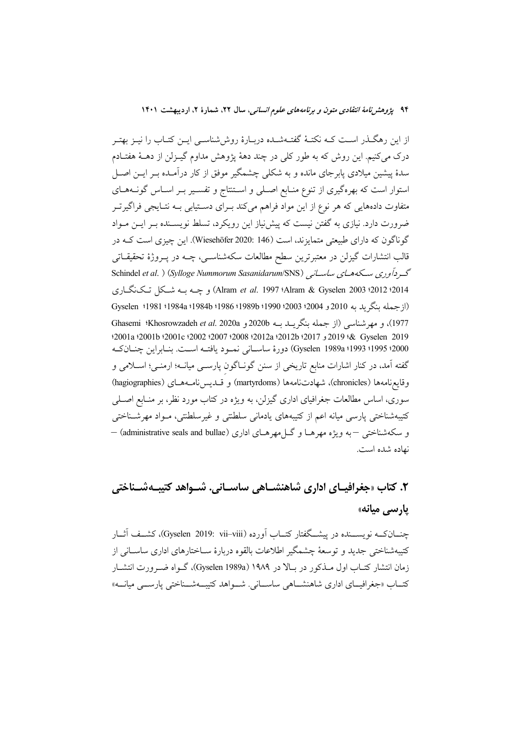از این رهگذر است که نکتهٔ گفته‌شده دربارهٔ روش‌شناسی این کتاب را نیز بهتر درک می‌کنیم. این روش که به طور کلی در چند دههٔ پژوهش مداوم گیزلن از دههٔ هفتادم سدهٔ پیشین میلادی پابرجای مانده و به شکلی چشمگیر موفق از کار درآمده بر این اصل استوار است که بهره‌گیری از تنوع منابع اصلی و استنتاج و تفسیر بر اساس گونه‌های متفاوت داده‌هایی که هر نوع از این مواد فراهم می‌کند برای دستیابی به نتایجی فراگیرتر ضرورت دارد. نیازی به گفتن نیست که پیش‌نیاز این رویکرد، تسلط نویسنده بر این مواد گوناگون که دارای طبیعتی متمایزند، است (Wiesehöfer 2020: 146). این چیزی است که در قالب انتشارات گیزلن در معتبرترین سطح مطالعات سکه‌شناسی، چه در پروژهٔ تحقیقاتی *گردآوری سکه‌های ساسانی* (*Sylloge Nummorum Sasanidarum*/SNS) (Schindel *et al.* 2014؛ 2012؛ Alram & Gyselen 2003؛ Alram *et al.* 1997) و چه به شکل تک‌نگاری (ازجمله بنگرید به 2010 و 2004؛ 2003؛ 1990؛ 1989b؛ 1986؛ 1984b؛ 1984a؛ 1981؛ Gyselen 1977)، و مهرشناسی (از جمله بنگرید به 2020b و Khosrowzadeh *et al.* 2020a؛ Ghasemi & Gyselen 2019؛ 2019 و 2017؛ 2012b؛ 2012a؛ 2008؛ 2007؛ 2002؛ 2001c؛ 2001b؛ 2001a؛ 2000؛ 1995؛ 1993؛ Gyselen 1989a) دورهٔ ساسانی نمود یافته است. بنابراین چنانکه گفته آمد، در کنار اشارات منابع تاریخی از سنن گوناگونِ پارسی میانه؛ ارمنی؛ اسلامی و وقایع‌نامه‌ها (chronicles)، شهادت‌نامه‌ها (martyrdoms) و قدیس‌نامه‌های (hagiographies) سوری، اساس مطالعات جغرافیای اداری گیزلن، به ویژه در کتاب مورد نظر، بر منابع اصلی کتیبه‌شناختی پارسی میانه اعم از کتیبه‌های یادمانی سلطنتی و غیرسلطنتی، مواد مهرشناختی و سکه‌شناختی —به ویژه مهرها و گل‌مهرهای اداری (administrative seals and bullae)— نهاده شده است.

## ۲. کتاب «جغرافیای اداری شاهنشاهی ساسانی. شواهد کتیبه‌شناختی پارسی میانه»

چنانکه نویسنده در پیشگفتار کتاب آورده (Gyselen 2019: vii–viii)، کشف آثار کتیبه‌شناختی جدید و توسعهٔ چشمگیر اطلاعات بالقوه دربارهٔ ساختارهای اداری ساسانی از زمان انتشار کتاب اول مذکور در بالا در ۱۹۸۹ (Gyselen 1989a)، گواه ضرورت انتشار کتاب «جغرافیای اداری شاهنشاهی ساسانی. شواهد کتیبه‌شناختی پارسی میانه»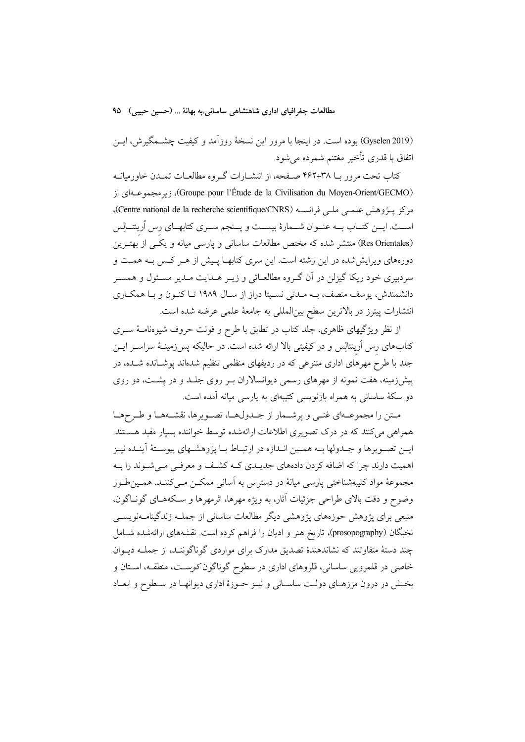(Gyselen 2019) بوده است. در اینجا با مرور این نسخهٔ روزآمد و کیفیت چشمگیرش، این اتفاق با قدری تأخیر مغتنم شمرده می‌شود.

کتاب تحت مرور با ۳۸+۴۶۲ صفحه، از انتشارات گروه مطالعات تمدن خاورمیانه (Groupe pour l'Étude de la Civilisation du Moyen-Orient/GECMO)، زیرمجموعه‌ای از مرکز پژوهش علمی ملی فرانسه (Centre national de la recherche scientifique/CNRS)، است. این کتاب به عنوان شمارهٔ بیست و پنجم سری کتابهای رِس اُرینتالِس (Res Orientales) منتشر شده که مختص مطالعات ساسانی و پارسی میانه و یکی از بهترین دوره‌های ویرایش‌شده در این رشته است. این سری کتابها پیش از هر کس به همت و سردبیری خود ریکا گیزلن در آن گروه مطالعاتی و زیر هدایت مدیر مسئول و همسر دانشمندش، یوسف منصف، به مدتی نسبتا دراز از سال ۱۹۸۹ تا کنون و با همکاری انتشارات پیترز در بالاترین سطح بین‌المللی به جامعهٔ علمی عرضه شده است.

از نظر ویژگیهای ظاهری، جلد کتاب در تطابق با طرح و فونت حروف شیوه‌نامهٔ سری کتاب‌های رِس اُرینتالِس و در کیفیتی بالا ارائه شده است. در حالیکه پس‌زمینهٔ سراسر این جلد با طرح مهرهای اداری متنوعی که در ردیفهای منظمی تنظیم شده‌اند پوشانده شده، در پیش‌زمینه، هفت نمونه از مهرهای رسمی دیوانسالاران بر روی جلد و در پشت، دو روی دو سکهٔ ساسانی به همراه بازنویسی کتیبه‌ای به پارسی میانه آمده است.

متن را مجموعه‌ای غنی و پرشمار از جدول‌ها، تصویرها، نقشه‌ها و طرح‌ها همراهی می‌کنند که در درک تصویری اطلاعات ارائه‌شده توسط خواننده بسیار مفید هستند. این تصویرها و جدولها به همین اندازه در ارتباط با پژوهشهای پیوستهٔ آینده نیز اهمیت دارند چرا که اضافه کردن داده‌های جدیدی که کشف و معرفی می‌شوند را به مجموعهٔ مواد کتیبه‌شناختی پارسی میانهٔ در دسترس به آسانی ممکن می‌کنند. همین‌طور وضوح و دقت بالای طراحی جزئیات آثار، به ویژه مهرها، اثرمهرها و سکه‌های گوناگون، منبعی برای پژوهش حوزه‌های پژوهشی دیگر مطالعات ساسانی از جمله زندگینامه‌نویسی نخبگان (prosopography)، تاریخ هنر و ادیان را فراهم کرده است. نقشه‌های ارائه‌شده شامل چند دستهٔ متفاوتند که نشاندهندهٔ تصدیق مدارک برای مواردی گوناگونند، از جمله دیوان خاصی در قلمرویی ساسانی، قلروهای اداری در سطوح گوناگون کوست، منطقه، استان و بخش در درون مرزهای دولت ساسانی و نیز حوزهٔ اداری دیوانها در سطوح و ابعاد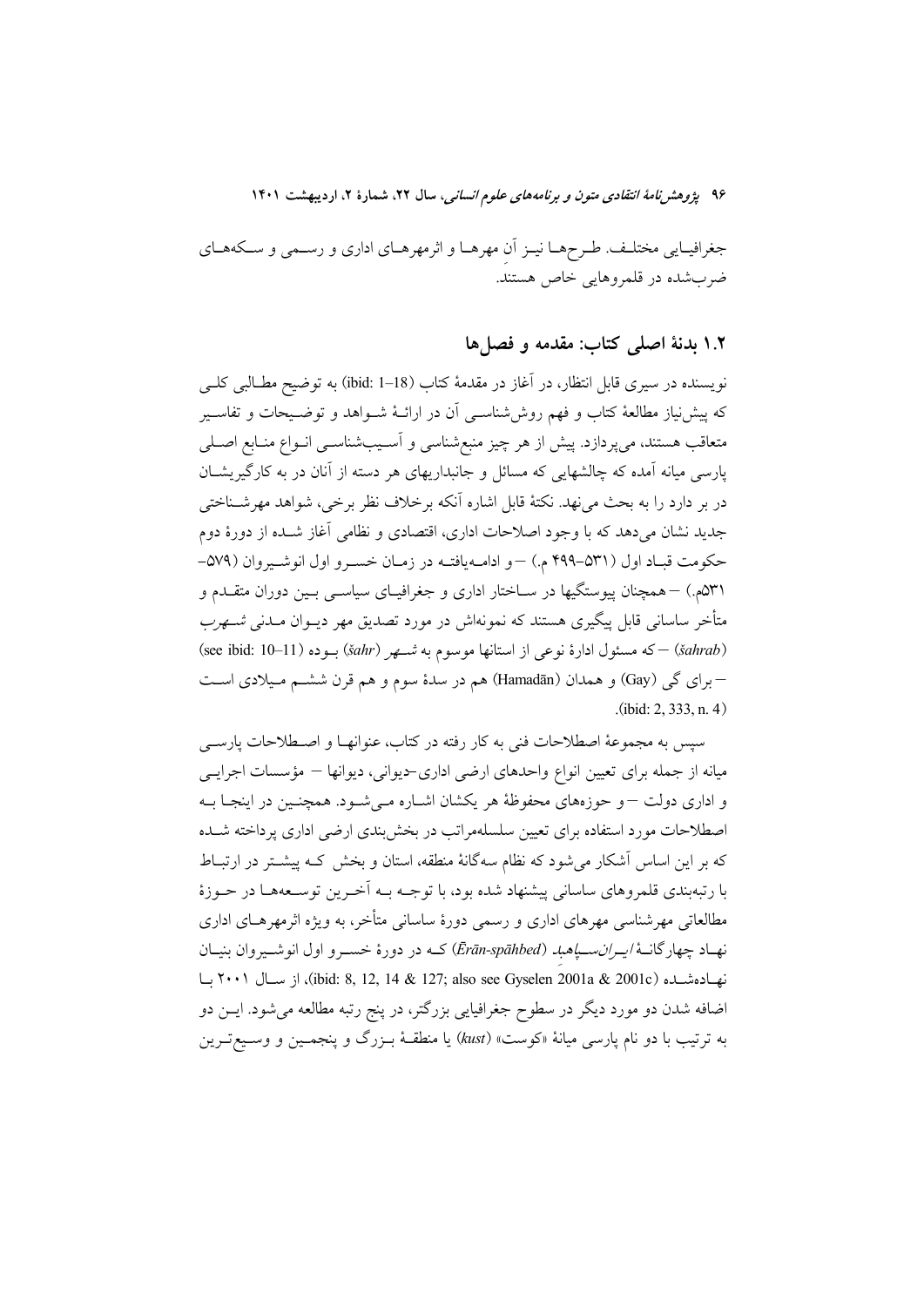جغرافیایی مختلف. طرح‌ها نیز آنِ مهرها و اثرمهرهای اداری و رسمی و سکه‌های ضرب‌شده در قلمروهایی خاص هستند.

## ۱.۲ بدنهٔ اصلی کتاب: مقدمه و فصل‌ها

نویسنده در سیری قابل انتظار، در آغاز در مقدمهٔ کتاب (ibid: 1–18) به توضیح مطالبی کلی که پیش‌نیاز مطالعهٔ کتاب و فهم روش‌شناسی آن در ارائهٔ شواهد و توضیحات و تفاسیر متعاقب هستند، می‌پردازد. پیش از هر چیز منبع‌شناسی و آسیب‌شناسی انواع منابع اصلی پارسی میانه آمده که چالشهایی که مسائل و جانبداریهای هر دسته از آنان در به کارگیریشان در بر دارد را به بحث می‌نهد. نکتهٔ قابل اشاره آنکه برخلاف نظر برخی، شواهد مهرشناختی جدید نشان می‌دهد که با وجود اصلاحات اداری، اقتصادی و نظامی آغاز شده از دورهٔ دوم حکومت قباد اول (۵۳۱–۴۹۹ م.) — و ادامه‌یافته در زمان خسرو اول انوشیروان (۵۷۹–۵۳۱م.) — همچنان پیوستگیها در ساختار اداری و جغرافیای سیاسی بین دوران متقدم و متأخر ساسانی قابل پیگیری هستند که نمونه‌اش در مورد تصدیق مهر دیوان مدنی *شهرب* (*šahrab*) — که مسئول ادارهٔ نوعی از استانها موسوم به *شهر* (*šahr*) بوده (see ibid: 10–11) — برای گی (Gay) و همدان (Hamadān) هم در سدهٔ سوم و هم قرن ششم میلادی است (ibid: 2, 333, n. 4).

سپس به مجموعهٔ اصطلاحات فنی به کار رفته در کتاب، عنوانها و اصطلاحات پارسی میانه از جمله برای تعیین انواع واحدهای ارضی اداری-دیوانی، دیوانها — مؤسسات اجرایی و اداری دولت — و حوزه‌های محفوظهٔ هر یکشان اشاره می‌شود. همچنین در اینجا به اصطلاحات مورد استفاده برای تعیین سلسله‌مراتب در بخش‌بندی ارضی اداری پرداخته شده که بر این اساس آشکار می‌شود که نظام سه‌گانهٔ منطقه، استان و بخش که پیشتر در ارتباط با رتبه‌بندی قلمروهای ساسانی پیشنهاد شده بود، با توجه به آخرین توسعه‌ها در حوزهٔ مطالعاتی مهرشناسی مهرهای اداری و رسمی دورهٔ ساسانی متأخر، به ویژه اثرمهرهای اداری نهاد چهارگانهٔ *ایران‌سپاهبد* (*Ērān-spāhbed*) که در دورهٔ خسرو اول انوشیروان بنیان نهاده‌شده (ibid: 8, 12, 14 & 127; also see Gyselen 2001a & 2001c)، از سال ۲۰۰۱ با اضافه شدن دو مورد دیگر در سطوح جغرافیایی بزرگتر، در پنج رتبه مطالعه می‌شود. این دو به ترتیب با دو نام پارسی میانهٔ «کوست» (*kust*) یا منطقهٔ بزرگ و پنجمین و وسیع‌ترین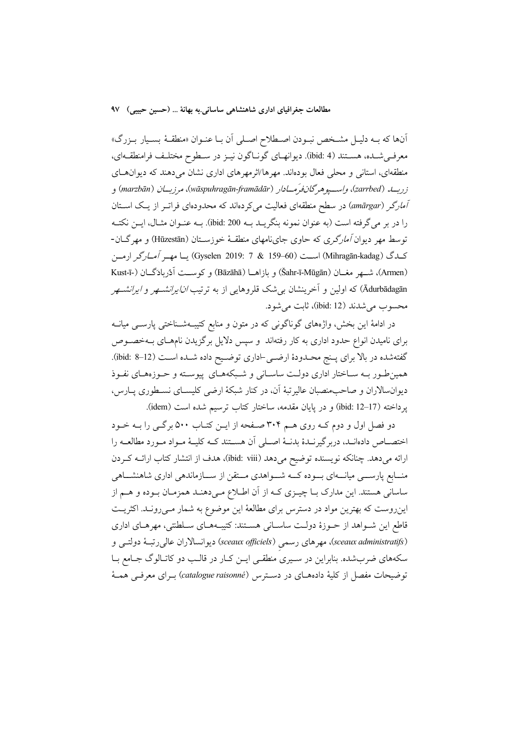آن‌ها که بـه دلیـل مشـخص نبـودن اصـطلاح اصـلی آن بـا عنـوان «منطقـهٔ بسـیار بـزرگ» معرفـی‌شـده، هسـتند (ibid: 4). دیوانهـای گونـاگون نیـز در سـطوح مختلـف فرامنطقـه‌ای، منطقه‌ای، استانی و محلی فعال بوده‌اند. مهرها/اثرمهرهای اداری نشان می‌دهند که دیوان‌هـای *زربـد* (zarrbed)، *واسـپوهرگان‌فرمـادار* (wāspuhragān-framādār)، *مرزبـان* (marzbān) و *آمارگر* (amārgar) در سطح منطقه‌ای فعالیت می‌کرده‌اند که محدوده‌ای فراتـر از یـک اسـتان را در بر می‌گرفته است (به عنوان نمونه بنگریـد بـه ibid: 200). بـه عنـوان مثـال، ایـن نکتـه توسط مهر دیوان *آمارگری* که حاوی جای‌نامهای منطقـهٔ خوزسـتان (Hūzestān) و مهرگـان-کـدگ (Mihragān-kadag) اسـت (Gyselen 2019: 7 & 159–60) یـا مهـر *آمـارگر* ارمـن (Armen)، شـهر مغـان (Šahr-ī-Mūgān) و بازاهـا (Bāzāhā) و کوسـت آذربادگـان (Kust-ī-Ādurbādagān) که اولین و آخرینشان بی‌شک قلروهایی از به ترتیب *انایرانشـهر* و *ایرانشـهر* محسوب می‌شدند (ibid: 12)، ثابت می‌شود.

در ادامهٔ این بخش، واژه‌های گوناگونی که در متون و منابع کتیبـه‌شـناختی پارسـی میانـه برای نامیدن انواع حدود اداری به کار رفته‌اند و سپس دلایل برگزیدن نام‌هـای بـه‌خصـوص گفته‌شده در بالا برای پـنج محـدودهٔ ارضـی-اداری توضـیح داده شـده اسـت (ibid: 8–12). همین‌طـور بـه سـاختار اداری دولـت ساسـانی و شـبکه‌هـای پیوسـته و حـوزه‌هـای نفـوذ دیوان‌سالاران و صاحب‌منصبان عالیرتبهٔ آن، در کنار شبکهٔ ارضی کلیسـای نسـطوری پـارس، پرداخته (ibid: 12–17) و در پایان مقدمه، ساختار کتاب ترسیم شده است (idem).

دو فصل اول و دوم کـه روی هـم ۳۰۴ صـفحه از ایـن کتـاب ۵۰۰ برگـی را بـه خـود اختصـاص داده‌انـد، دربرگیرنـدهٔ بدنـهٔ اصـلی آن هسـتند کـه کلیـهٔ مـواد مـورد مطالعـه را ارائه می‌دهد. چنانکه نویسنده توضیح می‌دهد (ibid: viii)، هدف از انتشار کتاب ارائـه کـردن منـابع پارسـی میانـه‌ای بـوده کـه شـواهدی مـتقن از سـازماندهی اداری شاهنشـاهی ساسانی هستند. این مدارک بـا چیـزی کـه از آن اطـلاع مـی‌دهنـد همزمـان بـوده و هـم از این‌روست که بهترین مواد در دسترس برای مطالعهٔ این موضوع به شمار مـی‌رونـد. اکثریـت قاطع این شـواهد از حـوزهٔ دولـت ساسـانی هسـتند: کتیبـه‌هـای سـلطنتی، مهرهـای اداری (*sceaux administratifs*)، مهرهای رسمی (*sceaux officiels*) دیوانسالاران عالی‌رتبـهٔ دولتـی و سکه‌های ضرب‌شده. بنابراین در سـیری منطقـی ایـن کـار در قالـب دو کاتـالوگ جـامع بـا توضیحات مفصل از کلیهٔ داده‌هـای در دسـترس (*catalogue raisonné*) بـرای معرفـی همـهٔ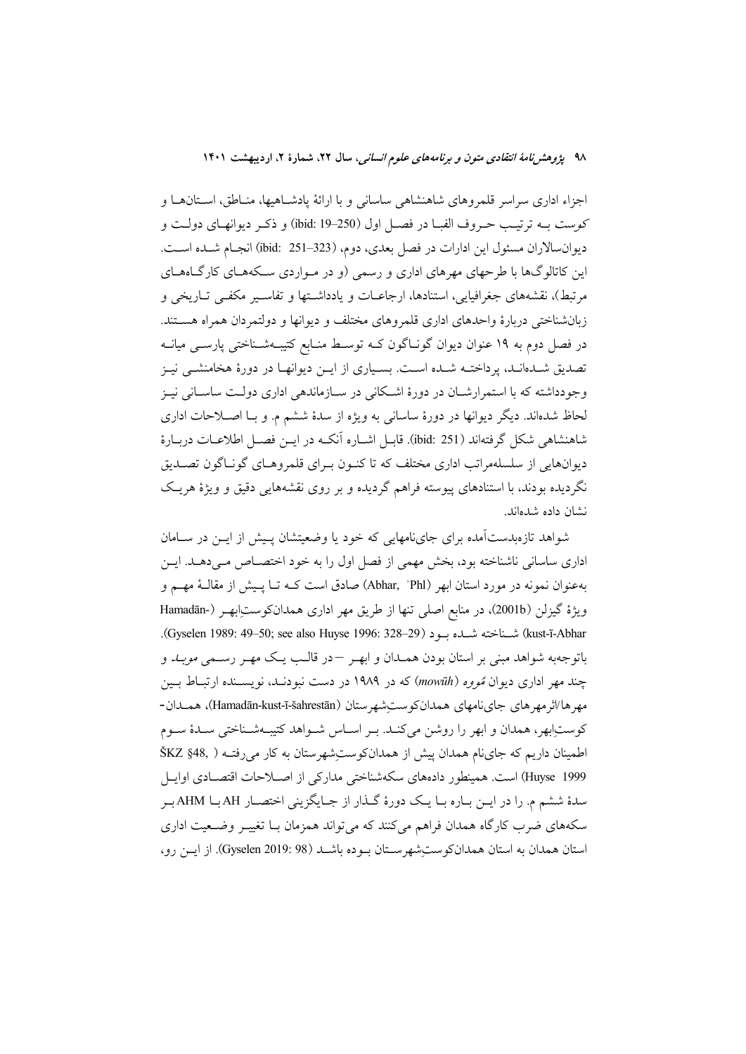اجزاء اداری سراسر قلمروهای شاهنشاهی ساسانی و با ارائهٔ پادشاهیها، مناطق، استانها و کوست به ترتیب حروف الفبا در فصل اول (ibid: 19–250) و ذکر دیوانهای دولت و دیوانسالاران مسئول این ادارات در فصل بعدی، دوم، (ibid: 251–323) انجام شده است. این کاتالوگ‌ها با طرحهای مهرهای اداری و رسمی (و در مواردی سکه‌های کارگاه‌های مرتبط)، نقشه‌های جغرافیایی، استنادها، ارجاعات و یادداشتها و تفاسیر مکفی تاریخی و زبانشناختی دربارهٔ واحدهای اداری قلمروهای مختلف و دیوانها و دولتمردان همراه هستند. در فصل دوم به ۱۹ عنوان دیوان گوناگون که توسط منابع کتیبه‌شناختی پارسی میانه تصدیق شده‌اند، پرداخته شده است. بسیاری از این دیوانها در دورهٔ هخامنشی نیز وجودداشته که با استمرارشان در دورهٔ اشکانی در سازماندهی اداری دولت ساسانی نیز لحاظ شده‌اند. دیگر دیوانها در دورهٔ ساسانی به ویژه از سدهٔ ششم م. و با اصلاحات اداری شاهنشاهی شکل گرفته‌اند (ibid: 251). قابل اشاره آنکه در این فصل اطلاعات دربارهٔ دیوانهایی از سلسله‌مراتب اداری مختلف که تا کنون برای قلمروهای گوناگون تصدیق نگردیده بودند، با استنادهای پیوسته فراهم گردیده و بر روی نقشه‌هایی دقیق و ویژهٔ هریک نشان داده شده‌اند.

شواهد تازه‌بدست‌آمده برای جای‌نامهایی که خود یا وضعیتشان پیش از این در سامان اداری ساسانی ناشناخته بود، بخش مهمی از فصل اول را به خود اختصاص می‌دهد. این به‌عنوان نمونه در مورد استان ابهر (Abhar, ʾPhl) صادق است که تا پیش از مقالهٔ مهم و ویژهٔ گیزلن (2001b)، در منابع اصلی تنها از طریق مهر اداری همدان‌کوستِ‌ابهر (Hamadān-kust-ī-Abhar) شناخته شده بود (Gyselen 1989: 49–50; see also Huyse 1996: 328–29). باتوجه‌به شواهد مبنی بر استان بودن همدان و ابهر – در قالب یک مهر رسمی *موبد* و چند مهر اداری دیوان *مُووه* (*mowūh*) که در ۱۹۸۹ در دست نبودند، نویسنده ارتباط بین مهرها/اثرمهرهای جای‌نامهای همدان‌کوستِ‌شهرستان (Hamadān-kust-ī-šahrestān)، همدان-کوستِ‌ابهر، همدان و ابهر را روشن می‌کند. بر اساس شواهد کتیبه‌شناختی سدهٔ سوم اطمینان داریم که جای‌نام همدان پیش از همدان‌کوستِ‌شهرستان به کار می‌رفته (ŠKZ §48, Huyse 1999) است. همینطور داده‌های سکه‌شناختی مدارکی از اصلاحات اقتصادی اوایل سدهٔ ششم م. را در این باره با یک دورهٔ گذار از جایگزینی اختصار AH با AHM بر سکه‌های ضرب کارگاه همدان فراهم می‌کنند که می‌تواند همزمان با تغییر وضعیت اداری استان همدان به استان همدان‌کوستِ‌شهرستان بوده باشد (Gyselen 2019: 98). از این رو،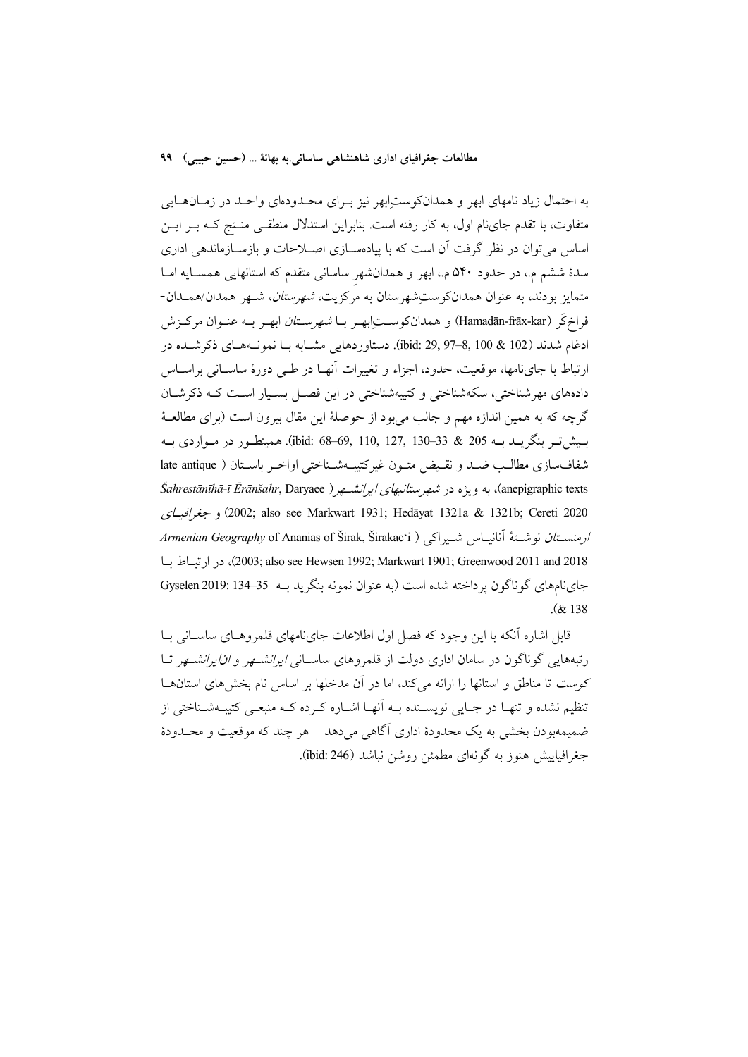به احتمال زیاد نامهای ابهر و همدانکوستِابهر نیز بـرای محـدوده‌ای واحـد در زمـان‌هـایی متفاوت، با تقدم جای‌نام اول، به کار رفته است. بنابراین استدلال منطقـی منـتج کـه بـر ایـن اساس می‌توان در نظر گرفت آن است که با پیاده‌سـازی اصـلاحات و بازسـازماندهی اداری سدهٔ ششم م.، در حدود ۵۴۰ م.، ابهر و همدانشهرِ ساسانی متقدم که استانهایی همسـایه امـا متمایز بودند، به عنوان همدانکوستِشهرستان به مرکزیت، *شهرستان*، شـهر همدان/همـدان-فراخ‌کَر (Hamadān-frāx-kar) و همدانکوسـتِابهـر بـا *شهرسـتان* ابهـر بـه عنـوان مرکـزش ادغام شدند (ibid: 29, 97–8, 100 & 102). دستاوردهایی مشـابه بـا نمونـه‌هـای ذکرشـده در ارتباط با جای‌نامها، موقعیت، حدود، اجزاء و تغییرات آنهـا در طـی دورهٔ ساسـانی براسـاس داده‌های مهرشناختی، سکه‌شناختی و کتیبه‌شناختی در این فصـل بسـیار اسـت کـه ذکرشـان گرچه که به همین اندازه مهم و جالب می‌بود از حوصلهٔ این مقال بیرون است (برای مطالعـهٔ بـیش‌تـر بنگریـد بـه ibid: 68–69, 110, 127, 130–33 & 205). همینطـور در مـواردی بـه شفاف‌سازی مطالـب ضـد و نقـیض متـون غیرکتیبـه‌شـناختی اواخـر باسـتان ( late antique anepigraphic texts)، به ویژه در *شهرستانیهای ایرانشـهر* ( *Šahrestānīhā-ī Ērānšahr*, Daryaee 2002; also see Markwart 1931; Hedāyat 1321a & 1321b; Cereti 2020) و *جغرافیـای ارمنسـتان* نوشـتهٔ آنانیـاس شـیراکی ( *Armenian Geography* of Ananias of Širak, Širakac'i 2003; also see Hewsen 1992; Markwart 1901; Greenwood 2011 and 2018)، در ارتبـاط بـا جای‌نام‌های گوناگون پرداخته شده است (به عنوان نمونه بنگرید بـه Gyselen 2019: 134–35 & 138).

قابل اشاره آنکه با این وجود که فصل اول اطلاعات جای‌نامهای قلمروهـای ساسـانی بـا رتبه‌هایی گوناگون در سامان اداری دولت از قلمروهای ساسـانی *ایرانشـهر* و *انایرانشـهر* تـا کوست تا مناطق و استانها را ارائه می‌کند، اما در آن مدخلها بر اساس نام بخش‌های استان‌هـا تنظیم نشده و تنهـا در جـایی نویسـنده بـه آنهـا اشـاره کـرده کـه منبعـی کتیبـه‌شـناختی از ضمیمه‌بودن بخشی به یک محدودهٔ اداری آگاهی می‌دهد – هر چند که موقعیت و محـدودهٔ جغرافیاییش هنوز به گونه‌ای مطمئن روشن نباشد (ibid: 246).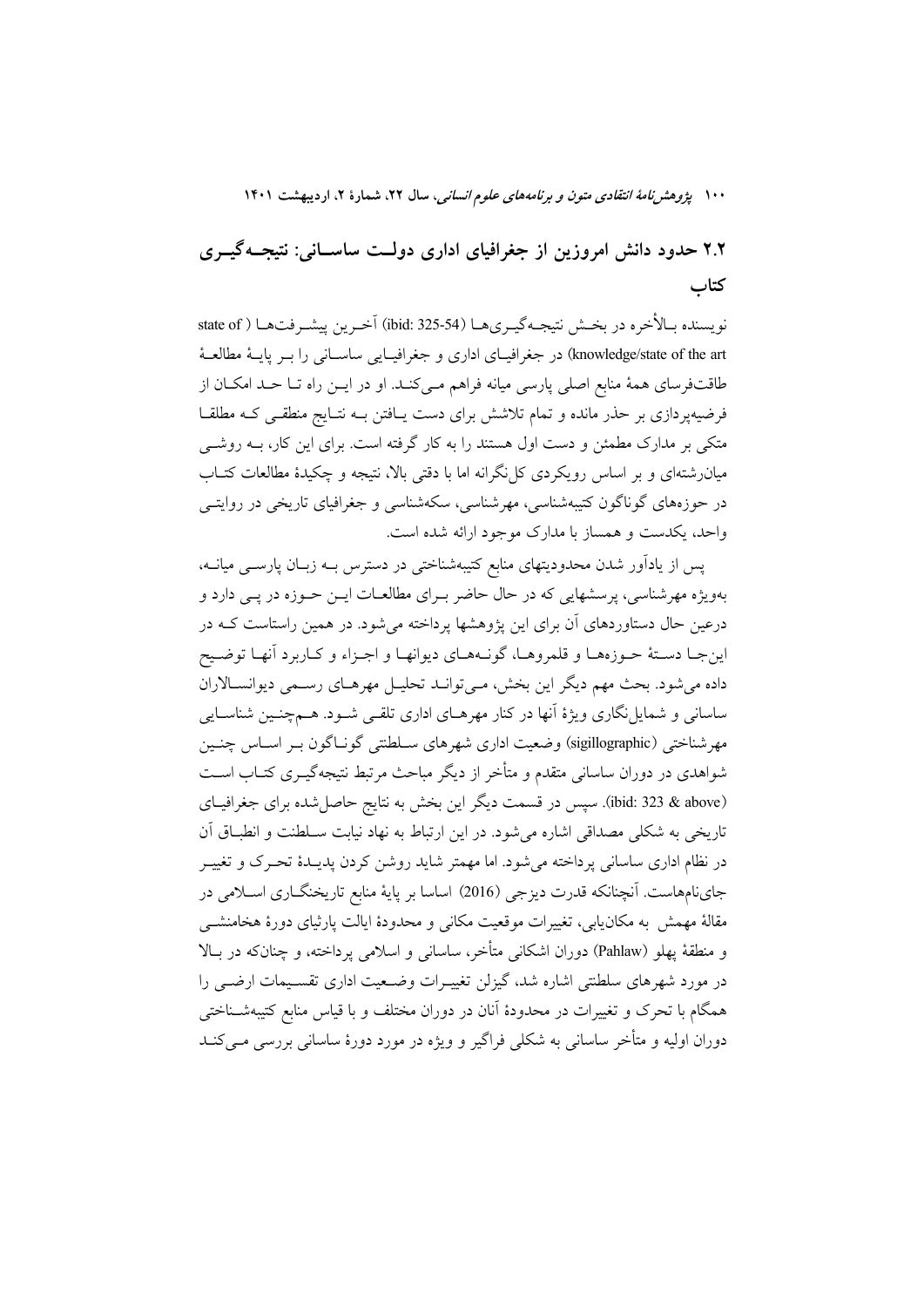## ۲.۲ حدود دانش امروزین از جغرافیای اداری دولت ساسانی: نتیجه‌گیری کتاب

نویسنده بالأخره در بخش نتیجه‌گیری‌ها (ibid: 325-54) آخرین پیشرفت‌ها (state of knowledge/state of the art) در جغرافیای اداری و جغرافیایی ساسانی را بر پایهٔ مطالعهٔ طاقت‌فرسای همهٔ منابع اصلی پارسی میانه فراهم می‌کند. او در این راه تا حد امکان از فرضیه‌پردازی بر حذر مانده و تمام تلاشش برای دست یافتن به نتایج منطقی که مطلقا متکی بر مدارک مطمئن و دست اول هستند را به کار گرفته است. برای این کار، به روشی میان‌رشته‌ای و بر اساس رویکردی کل‌نگرانه اما با دقتی بالا، نتیجه و چکیدهٔ مطالعات کتاب در حوزه‌های گوناگون کتیبه‌شناسی، مهرشناسی، سکه‌شناسی و جغرافیای تاریخی در روایتی واحد، یکدست و همساز با مدارک موجود ارائه شده است.

پس از یادآور شدن محدودیتهای منابع کتیبه‌شناختی در دسترس به زبان پارسی میانه، به‌ویژه مهرشناسی، پرسشهایی که در حال حاضر برای مطالعات این حوزه در پی دارد و درعین حال دستاوردهای آن برای این پژوهشها پرداخته می‌شود. در همین راستاست که در این‌جا دستهٔ حوزه‌ها و قلمروها، گونه‌های دیوانها و اجزاء و کاربرد آنها توضیح داده می‌شود. بحث مهم دیگر این بخش، می‌تواند تحلیل مهرهای رسمی دیوانسالاران ساسانی و شمایل‌نگاری ویژهٔ آنها در کنار مهرهای اداری تلقی شود. همچنین شناسایی مهرشناختی (sigillographic) وضعیت اداری شهرهای سلطنتی گوناگون بر اساس چنین شواهدی در دوران ساسانی متقدم و متأخر از دیگر مباحث مرتبط نتیجه‌گیری کتاب است (ibid: 323 & above). سپس در قسمت دیگر این بخش به نتایج حاصل‌شده برای جغرافیای تاریخی به شکلی مصداقی اشاره می‌شود. در این ارتباط به نهاد نیابت سلطنت و انطباق آن در نظام اداری ساسانی پرداخته می‌شود. اما مهمتر شاید روشن کردن پدیدهٔ تحرک و تغییر جای‌نام‌هاست. آنچنانکه قدرت دیزجی (2016) اساسا بر پایهٔ منابع تاریخنگاری اسلامی در مقالهٔ مهمش به مکان‌یابی، تغییرات موقعیت مکانی و محدودهٔ ایالت پارثیای دورهٔ هخامنشی و منطقهٔ پهلو (Pahlaw) دوران اشکانی متأخر، ساسانی و اسلامی پرداخته، و چنان‌که در بالا در مورد شهرهای سلطنتی اشاره شد، گیزلن تغییرات وضعیت اداری تقسیمات ارضی را همگام با تحرک و تغییرات در محدودهٔ آنان در دوران مختلف و با قیاس منابع کتیبه‌شناختی دوران اولیه و متأخر ساسانی به شکلی فراگیر و ویژه در مورد دورهٔ ساسانی بررسی می‌کند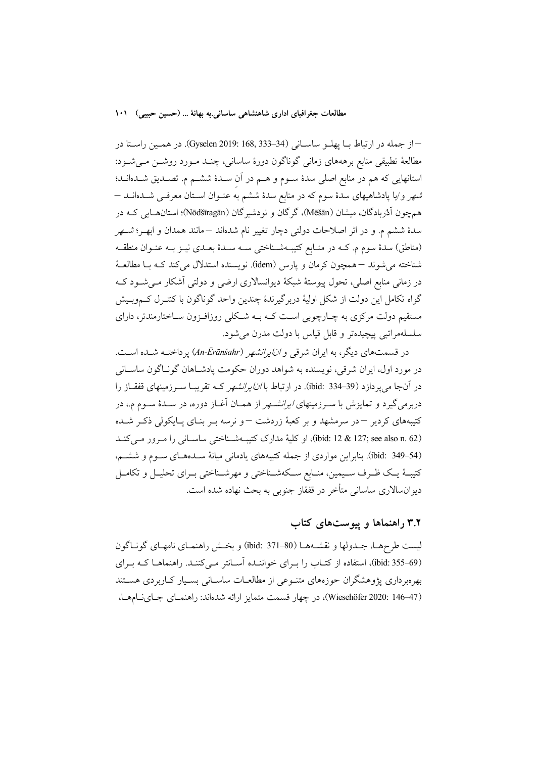–از جمله در ارتباط بـا پهلـو ساسـانی (Gyselen 2019: 168, 333–34). در همـین راسـتا در مطالعهٔ تطبیقی منابع برهه‌های زمانی گوناگون دورهٔ ساسانی، چنـد مـورد روشـن مـی‌شـود: استانهایی که هم در منابع اصلی سدهٔ سـوم و هـم در آن سـدهٔ ششـم م. تصـدیق شـده‌انـد؛ *شهر* و/یا پادشاهیهای سدهٔ سوم که در منابع سدهٔ ششم به عنـوان اسـتان معرفـی شـده‌انـد – هم‌چون آذربادگان، میشان (Mēšān)، گرگان و نودشیرگان (Nōdšīragān)؛ استان‌هـایی کـه در سدهٔ ششم م. و در اثر اصلاحات دولتی دچار تغییر نام شده‌اند –مانند همدان و ابهـر؛ *شـهر* (مناطق) سدهٔ سوم م. کـه در منـابع کتیبـه‌شـناختی سـه سـدهٔ بعـدی نیـز بـه عنـوان منطقـه شناخته می‌شوند –همچون کرمان و پارس (idem). نویسنده استدلال می‌کند کـه بـا مطالعـهٔ در زمانی منابع اصلی، تحول پیوستهٔ شبکهٔ دیوانسالاری ارضی و دولتی آشکار مـی‌شـود کـه گواه تکامل این دولت از شکل اولیهٔ دربرگیرندهٔ چندین واحد گوناگون با کنتـرل کـم‌وبـیش مستقیم دولت مرکزی به چـارچوبی اسـت کـه بـه شـکلی روزافـزون سـاختارمندتر، دارای سلسله‌مراتبی پیچیده‌تر و قابل قیاس با دولت مدرن می‌شود.

در قسمت‌های دیگر، به ایران شرقی و *انایرانشهر* (*An-Ērānšahr*) پرداختـه شـده اسـت. در مورد اول، ایران شرقی، نویسنده به شواهد دوران حکومت پادشـاهان گونـاگون ساسـانی در آن‌جا می‌پردازد (ibid: 334–39). در ارتباط با *انایرانشهر* کـه تقریبـا سـرزمینهای قفقـاز را دربرمی‌گیرد و تمایزش با سـرزمینهای *ایرانشـهر* از همـان آغـاز دوره، در سـدهٔ سـوم م.، در کتیبه‌های کردیر –در سرمشهد و بر کعبهٔ زردشت –و نرسه بـر بنـای پـایکولی ذکـر شـده (ibid: 12 & 127; see also n. 62)، او کلیهٔ مدارک کتیبـه‌شـناختی ساسـانی را مـرور مـی‌کنـد (ibid: 349–54). بنابراین مواردی از جمله کتیبه‌های یادمانی میانهٔ سـده‌هـای سـوم و ششـم، کتیبـهٔ یـک ظـرف سـیمین، منـابع سـکه‌شـناختی و مهرشـناختی بـرای تحلیـل و تکامـل دیوان‌سالاری ساسانی متأخر در قفقاز جنوبی به بحث نهاده شده است.

## ۳.۲ راهنماها و پیوست‌های کتاب

لیست طرح‌هـا، جـدولها و نقشـه‌هـا (ibid: 371–80) و بخـش راهنمـای نامهـای گونـاگون (ibid: 355–69)، استفاده از کتـاب را بـرای خواننـده آسـانتر مـی‌کننـد. راهنماهـا کـه بـرای بهره‌برداری پژوهشگران حوزه‌های متنـوعی از مطالعـات ساسـانی بسـیار کـاربردی هسـتند (Wiesehöfer 2020: 146–47)، در چهار قسمت متمایز ارائه شده‌اند: راهنمـای جـای‌نـام‌هـا،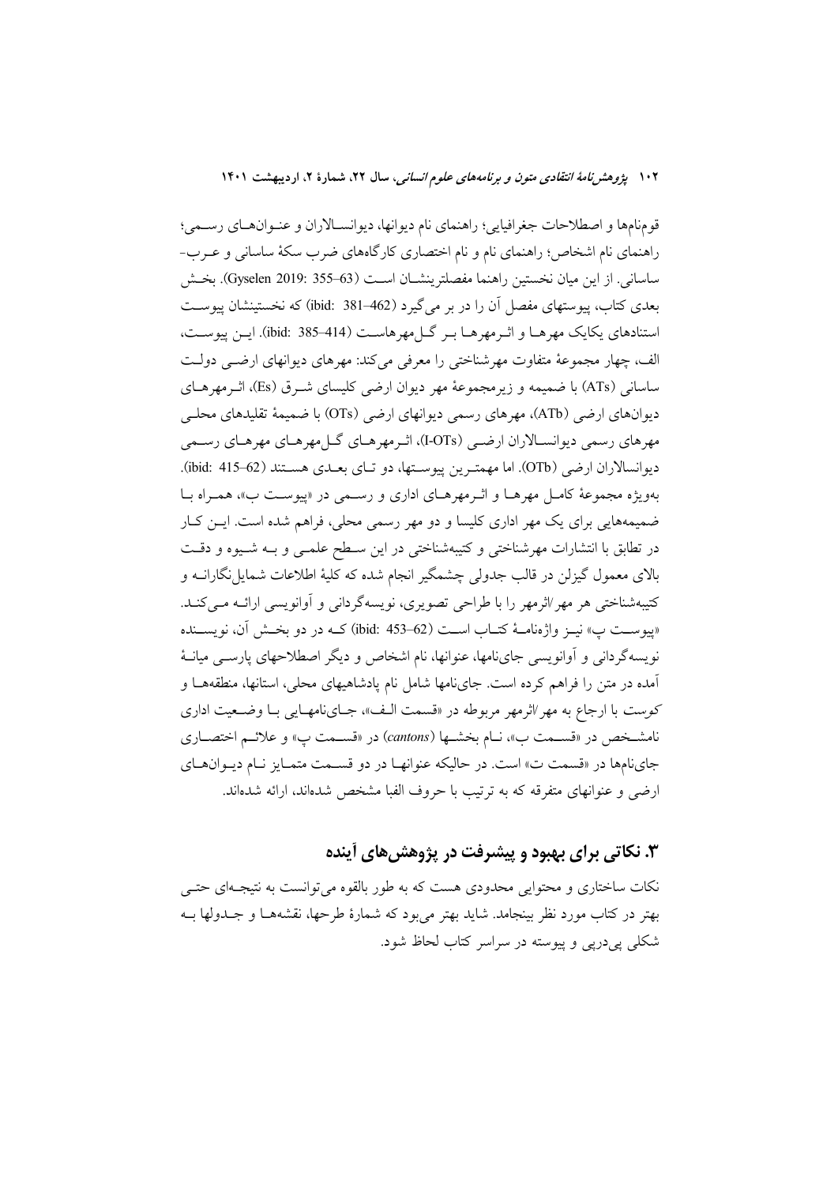قوم‌نامها و اصطلاحات جغرافیایی؛ راهنمای نام دیوانها، دیوانسالاران و عنوان‌های رسمی؛ راهنمای نام اشخاص؛ راهنمای نام و نام اختصاری کارگاه‌های ضرب سکهٔ ساسانی و عرب-ساسانی. از این میان نخستین راهنما مفصلترینشان است (Gyselen 2019: 355–63). بخش بعدی کتاب، پیوستهای مفصل آن را در بر می‌گیرد (ibid: 381–462) که نخستینشان پیوست استنادهای یکایک مهرها و اثرمهرها بر گل‌مهرهاست (ibid: 385–414). این پیوست، الف، چهار مجموعهٔ متفاوت مهرشناختی را معرفی می‌کند: مهرهای دیوانهای ارضی دولت ساسانی (ATs) با ضمیمه و زیرمجموعهٔ مهر دیوان ارضی کلیسای شرق (Es)، اثرمهرهای دیوانهای ارضی (ATb)، مهرهای رسمی دیوانهای ارضی (OTs) با ضمیمهٔ تقلیدهای محلی مهرهای رسمی دیوانسالاران ارضی (I-OTs)، اثرمهرهای گل‌مهرهای مهرهای رسمی دیوانسالاران ارضی (OTb). اما مهمترین پیوستها، دو تای بعدی هستند (ibid: 415–62). به‌ویژه مجموعهٔ کامل مهرها و اثرمهرهای اداری و رسمی در «پیوست ب»، همراه با ضمیمه‌هایی برای یک مهر اداری کلیسا و دو مهر رسمی محلی، فراهم شده است. این کار در تطابق با انتشارات مهرشناختی و کتیبه‌شناختی در این سطح علمی و به شیوه و دقت بالای معمول گیزلن در قالب جدولی چشمگیر انجام شده که کلیهٔ اطلاعات شمایل‌نگارانه و کتیبه‌شناختی هر مهر/اثرمهر را با طراحی تصویری، نویسه‌گردانی و آوانویسی ارائه می‌کند. «پیوست پ» نیز واژه‌نامهٔ کتاب است (ibid: 453–62) که در دو بخش آن، نویسنده نویسه‌گردانی و آوانویسی جای‌نامها، عنوانها، نام اشخاص و دیگر اصطلاحهای پارسی میانهٔ آمده در متن را فراهم کرده است. جای‌نامها شامل نام پادشاهیهای محلی، استانها، منطقه‌ها و کوست با ارجاع به مهر/اثرمهر مربوطه در «قسمت الف»، جای‌نامهایی با وضعیت اداری نامشخص در «قسمت ب»، نام بخشها (*cantons*) در «قسمت پ» و علائم اختصاری جای‌نامها در «قسمت ت» است. در حالیکه عنوانها در دو قسمت متمایز نام دیوانهای ارضی و عنوانهای متفرقه که به ترتیب با حروف الفبا مشخص شده‌اند، ارائه شده‌اند.

## ۳. نکاتی برای بهبود و پیشرفت در پژوهش‌های آینده

نکات ساختاری و محتوایی محدودی هست که به طور بالقوه می‌توانست به نتیجه‌ای حتی بهتر در کتاب مورد نظر بینجامد. شاید بهتر می‌بود که شمارهٔ طرحها، نقشه‌ها و جدولها به شکلی پی‌درپی و پیوسته در سراسر کتاب لحاظ شود.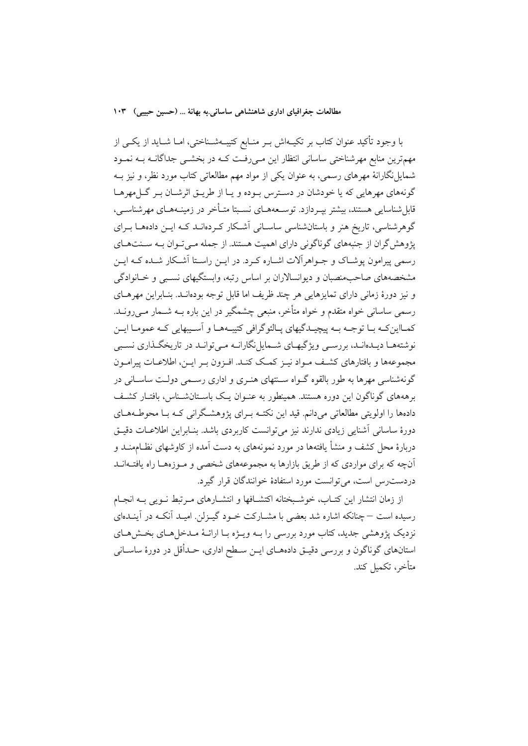با وجود تأکید عنوان کتاب بر تکیه‌اش بر منابع کتیبه‌شناختی، اما شاید از یکی از مهم‌ترین منابع مهرشناختی ساسانی انتظار این می‌رفت که در بخشی جداگانه به نمود شمایل‌نگارانهٔ مهرهای رسمی، به عنوان یکی از مواد مهم مطالعاتی کتاب مورد نظر، و نیز به گونه‌های مهرهایی که یا خودشان در دسترس بوده و یا از طریق اثرشان بر گل‌مهرها قابل‌شناسایی هستند، بیشتر بپردازد. توسعه‌های نسبتا متأخر در زمینه‌های مهرشناسی، گوهرشناسی، تاریخ هنر و باستان‌شناسی ساسانی آشکار کرده‌اند که این داده‌ها برای پژوهش‌گران از جنبه‌های گوناگونی دارای اهمیت هستند. از جمله می‌توان به سنت‌های رسمی پیرامون پوشاک و جواهرآلات اشاره کرد. در این راستا آشکار شده که این مشخصه‌های صاحب‌منصبان و دیوانسالاران بر اساس رتبه، وابستگیهای نسبی و خانوادگی و نیز دورهٔ زمانی دارای تمایزهایی هر چند ظریف اما قابل توجه بوده‌اند. بنابراین مهرهای رسمی ساسانی خواه متقدم و خواه متأخر، منبعی چشمگیر در این باره به شمار می‌روند. کمااین‌که با توجه به پیچیدگیهای پالئوگرافی کتیبه‌ها و آسیبهایی که عموما این نوشته‌ها دیده‌اند، بررسی ویژگیهای شمایل‌نگارانه می‌توانند در تاریخگذاری نسبی مجموعه‌ها و بافتارهای کشف مواد نیز کمک کند. افزون بر این، اطلاعات پیرامون گونه‌شناسی مهرها به طور بالقوه گواه سنتهای هنری و اداری رسمی دولت ساسانی در برهه‌های گوناگون این دوره هستند. همینطور به عنوان یک باستان‌شناس، بافتار کشف داده‌ها را اولویتی مطالعاتی می‌دانم. قید این نکته برای پژوهشگرانی که با محوطه‌های دورهٔ ساسانی آشنایی زیادی ندارند نیز می‌توانست کاربردی باشد. بنابراین اطلاعات دقیق دربارهٔ محل کشف و منشأ یافته‌ها در مورد نمونه‌های به دست آمده از کاوشهای نظام‌مند و آن‌چه که برای مواردی که از طریق بازارها به مجموعه‌های شخصی و موزه‌ها راه یافته‌اند دردسترس است، می‌توانست مورد استفادهٔ خوانندگان قرار گیرد.

از زمان انتشار این کتاب، خوشبختانه اکتشافها و انتشارهای مرتبط نویی به انجام رسیده است – چنانکه اشاره شد بعضی با مشارکت خود گیزلن. امید آنکه در آینده‌ای نزدیک پژوهشی جدید، کتاب مورد بررسی را به ویژه با ارائهٔ مدخل‌های بخش‌های استان‌های گوناگون و بررسی دقیق داده‌های این سطح اداری، حدأقل در دورهٔ ساسانی متأخر، تکمیل کند.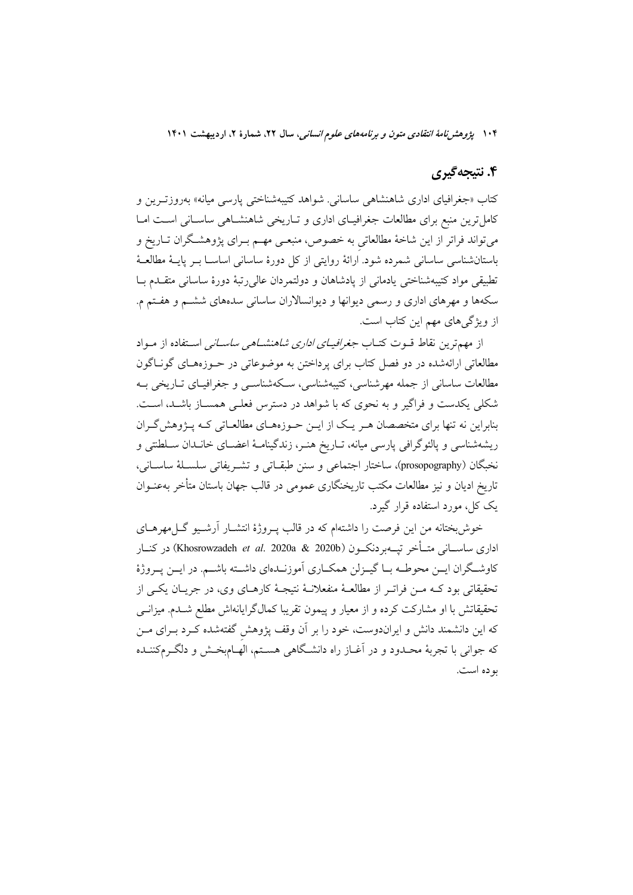## ۴. نتیجه‌گیری

کتاب «جغرافیای اداری شاهنشاهی ساسانی. شواهد کتیبه‌شناختی پارسی میانه» به‌روزترین و کامل‌ترین منبع برای مطالعات جغرافیای اداری و تاریخی شاهنشاهی ساسانی است اما می‌تواند فراتر از این شاخهٔ مطالعاتیِ به خصوص، منبعی مهم برای پژوهشگران تاریخ و باستان‌شناسی ساسانی شمرده شود. ارائهٔ روایتی از کل دورهٔ ساسانی اساسا بر پایهٔ مطالعهٔ تطبیقی مواد کتیبه‌شناختی یادمانی از پادشاهان و دولتمردان عالی‌رتبهٔ دورهٔ ساسانی متقدم با سکه‌ها و مهرهای اداری و رسمی دیوانها و دیوانسالاران ساسانی سده‌های ششم و هفتم م. از ویژگی‌های مهم این کتاب است.

از مهم‌ترین نقاط قوت کتاب *جغرافیای اداری شاهنشاهی ساسانی* استفاده از مواد مطالعاتی ارائه‌شده در دو فصل کتاب برای پرداختن به موضوعاتی در حوزه‌های گوناگون مطالعات ساسانی از جمله مهرشناسی، کتیبه‌شناسی، سکه‌شناسی و جغرافیای تاریخی به شکلی یکدست و فراگیر و به نحوی که با شواهد در دسترس فعلی همساز باشد، است. بنابراین نه تنها برای متخصصان هر یک از این حوزه‌های مطالعاتی که پژوهشگران ریشه‌شناسی و پالئوگرافی پارسی میانه، تاریخ هنر، زندگینامهٔ اعضای خاندان سلطنتی و نخبگان (prosopography)، ساختار اجتماعی و سنن طبقاتی و تشریفاتی سلسلهٔ ساسانی، تاریخ ادیان و نیز مطالعات مکتب تاریخنگاری عمومی در قالب جهان باستان متأخر به‌عنوان یک کل، مورد استفاده قرار گیرد.

خوش‌بختانه من این فرصت را داشته‌ام که در قالب پروژهٔ انتشار آرشیو گل‌مهرهای اداری ساسانی متأخر تپه‌بردنکون (Khosrowzadeh *et al*. 2020a & 2020b) در کنار کاوشگران این محوطه با گیزلن همکاری آموزنده‌ای داشته باشم. در این پروژهٔ تحقیقاتی بود که من فراتر از مطالعهٔ منفعلانهٔ نتیجهٔ کارهای وی، در جریان یکی از تحقیقاتش با او مشارکت کرده و از معیار و پیمون تقریبا کمال‌گرایانه‌اش مطلع شدم. میزانی که این دانشمند دانش و ایران‌دوست، خود را بر آن وقف پژوهشِ گفته‌شده کرد برای من که جوانی با تجربهٔ محدود و در آغاز راه دانشگاهی هستم، الهام‌بخش و دلگرم‌کننده بوده است.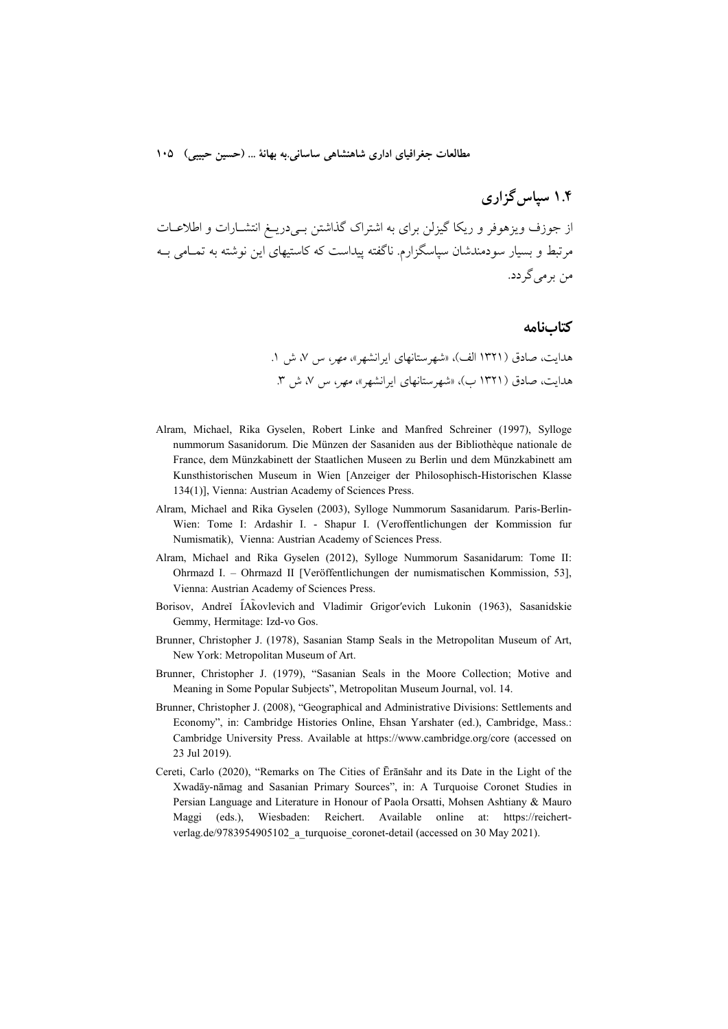## ۱.۴ سپاس‌گزاری

از جوزف ویزهوفر و ریکا گیزلن برای به اشتراک گذاشتن بی‌دریغ انتشارات و اطلاعات مرتبط و بسیار سودمندشان سپاسگزارم. ناگفته پیداست که کاستیهای این نوشته به تمامی به من برمی‌گردد.

## کتابنامه

هدایت، صادق (۱۳۲۱ الف)، «شهرستانهای ایرانشهر»، مهر، س ۷، ش ۱.

هدایت، صادق (۱۳۲۱ ب)، «شهرستانهای ایرانشهر»، مهر، س ۷، ش ۳.

Alram, Michael, Rika Gyselen, Robert Linke and Manfred Schreiner (1997), Sylloge nummorum Sasanidorum. Die Münzen der Sasaniden aus der Bibliothèque nationale de France, dem Münzkabinett der Staatlichen Museen zu Berlin und dem Münzkabinett am Kunsthistorischen Museum in Wien [Anzeiger der Philosophisch-Historischen Klasse 134(1)], Vienna: Austrian Academy of Sciences Press.

Alram, Michael and Rika Gyselen (2003), Sylloge Nummorum Sasanidarum. Paris-Berlin-Wien: Tome I: Ardashir I. - Shapur I. (Veroffentlichungen der Kommission fur Numismatik), Vienna: Austrian Academy of Sciences Press.

Alram, Michael and Rika Gyselen (2012), Sylloge Nummorum Sasanidarum: Tome II: Ohrmazd I. – Ohrmazd II [Veröffentlichungen der numismatischen Kommission, 53], Vienna: Austrian Academy of Sciences Press.

Borisov, Andreĭ ĬAkovlevich and Vladimir Grigorʹevich Lukonin (1963), Sasanidskie Gemmy, Hermitage: Izd-vo Gos.

Brunner, Christopher J. (1978), Sasanian Stamp Seals in the Metropolitan Museum of Art, New York: Metropolitan Museum of Art.

Brunner, Christopher J. (1979), "Sasanian Seals in the Moore Collection; Motive and Meaning in Some Popular Subjects", Metropolitan Museum Journal, vol. 14.

Brunner, Christopher J. (2008), "Geographical and Administrative Divisions: Settlements and Economy", in: Cambridge Histories Online, Ehsan Yarshater (ed.), Cambridge, Mass.: Cambridge University Press. Available at https://www.cambridge.org/core (accessed on 23 Jul 2019).

Cereti, Carlo (2020), "Remarks on The Cities of Ērānšahr and its Date in the Light of the Xwadāy-nāmag and Sasanian Primary Sources", in: A Turquoise Coronet Studies in Persian Language and Literature in Honour of Paola Orsatti, Mohsen Ashtiany & Mauro Maggi (eds.), Wiesbaden: Reichert. Available online at: https://reichert-verlag.de/9783954905102_a_turquoise_coronet-detail (accessed on 30 May 2021).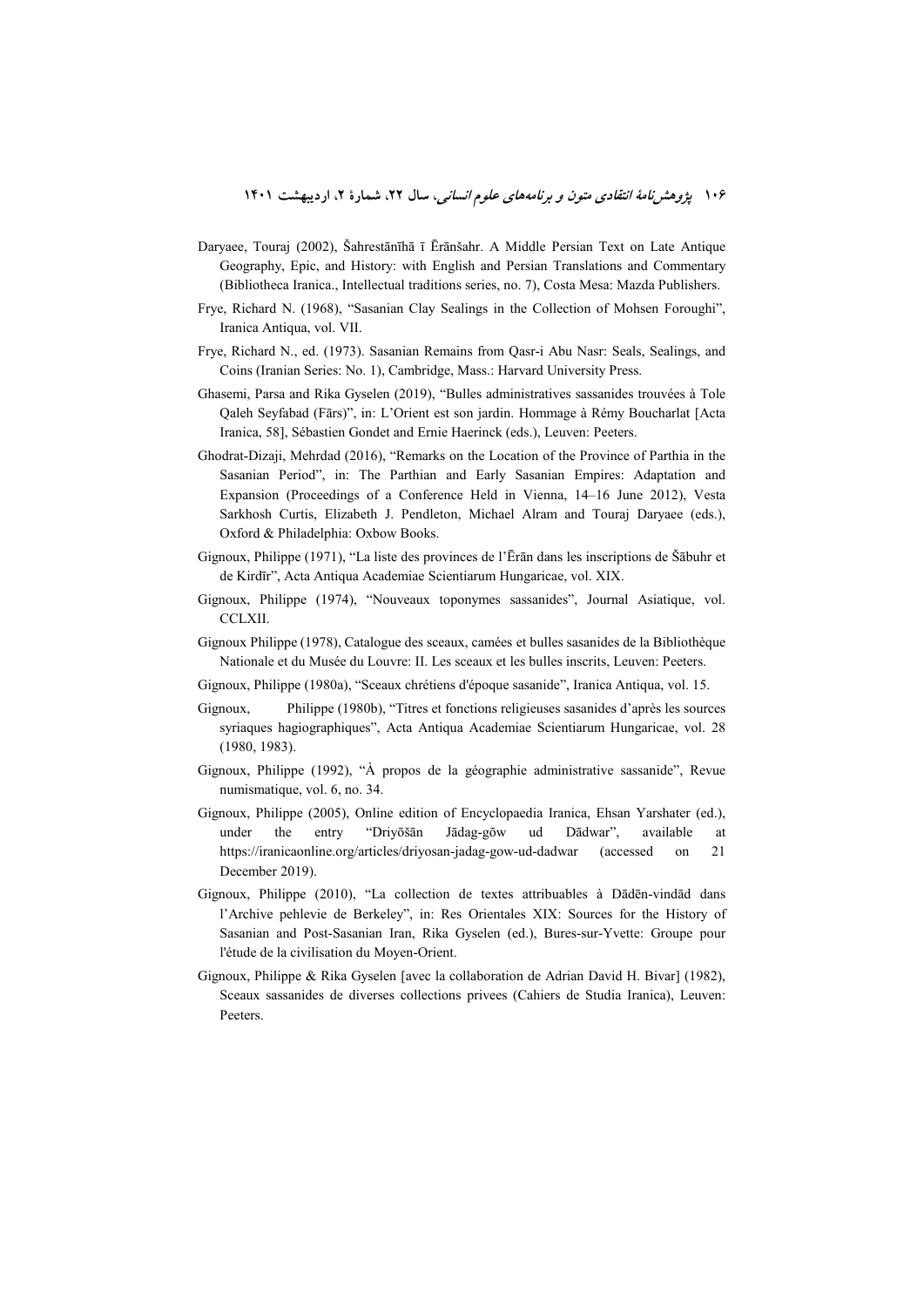Daryaee, Touraj (2002), Šahrestānīhā ī Ērānšahr. A Middle Persian Text on Late Antique Geography, Epic, and History: with English and Persian Translations and Commentary (Bibliotheca Iranica., Intellectual traditions series, no. 7), Costa Mesa: Mazda Publishers.

Frye, Richard N. (1968), "Sasanian Clay Sealings in the Collection of Mohsen Foroughi", Iranica Antiqua, vol. VII.

Frye, Richard N., ed. (1973). Sasanian Remains from Qasr-i Abu Nasr: Seals, Sealings, and Coins (Iranian Series: No. 1), Cambridge, Mass.: Harvard University Press.

Ghasemi, Parsa and Rika Gyselen (2019), "Bulles administratives sassanides trouvées à Tole Qaleh Seyfabad (Fārs)", in: L'Orient est son jardin. Hommage à Rémy Boucharlat [Acta Iranica, 58], Sébastien Gondet and Ernie Haerinck (eds.), Leuven: Peeters.

Ghodrat-Dizaji, Mehrdad (2016), "Remarks on the Location of the Province of Parthia in the Sasanian Period", in: The Parthian and Early Sasanian Empires: Adaptation and Expansion (Proceedings of a Conference Held in Vienna, 14–16 June 2012), Vesta Sarkhosh Curtis, Elizabeth J. Pendleton, Michael Alram and Touraj Daryaee (eds.), Oxford & Philadelphia: Oxbow Books.

Gignoux, Philippe (1971), "La liste des provinces de l'Ērān dans les inscriptions de Šābuhr et de Kirdīr", Acta Antiqua Academiae Scientiarum Hungaricae, vol. XIX.

Gignoux, Philippe (1974), "Nouveaux toponymes sassanides", Journal Asiatique, vol. CCLXII.

Gignoux Philippe (1978), Catalogue des sceaux, camées et bulles sasanides de la Bibliothèque Nationale et du Musée du Louvre: II. Les sceaux et les bulles inscrits, Leuven: Peeters.

Gignoux, Philippe (1980a), "Sceaux chrétiens d'époque sasanide", Iranica Antiqua, vol. 15.

Gignoux, Philippe (1980b), "Titres et fonctions religieuses sasanides d'après les sources syriaques hagiographiques", Acta Antiqua Academiae Scientiarum Hungaricae, vol. 28 (1980, 1983).

Gignoux, Philippe (1992), "À propos de la géographie administrative sassanide", Revue numismatique, vol. 6, no. 34.

Gignoux, Philippe (2005), Online edition of Encyclopaedia Iranica, Ehsan Yarshater (ed.), under the entry "Driyōšān Jādag-gōw ud Dādwar", available at https://iranicaonline.org/articles/driyosan-jadag-gow-ud-dadwar (accessed on 21 December 2019).

Gignoux, Philippe (2010), "La collection de textes attribuables à Dādēn-vindād dans l'Archive pehlevie de Berkeley", in: Res Orientales XIX: Sources for the History of Sasanian and Post-Sasanian Iran, Rika Gyselen (ed.), Bures-sur-Yvette: Groupe pour l'étude de la civilisation du Moyen-Orient.

Gignoux, Philippe & Rika Gyselen [avec la collaboration de Adrian David H. Bivar] (1982), Sceaux sassanides de diverses collections privees (Cahiers de Studia Iranica), Leuven: Peeters.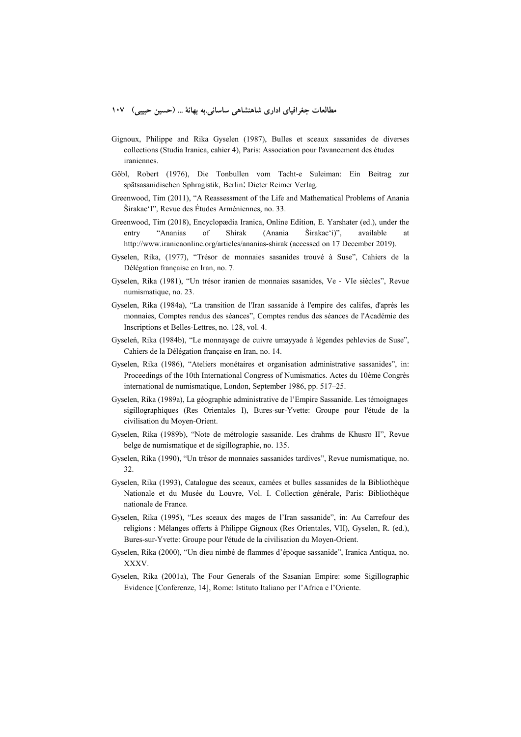Gignoux, Philippe and Rika Gyselen (1987), Bulles et sceaux sassanides de diverses collections (Studia Iranica, cahier 4), Paris: Association pour l'avancement des études iraniennes.

Göbl, Robert (1976), Die Tonbullen vom Tacht-e Suleiman: Ein Beitrag zur spätsasanidischen Sphragistik, Berlin: Dieter Reimer Verlag.

Greenwood, Tim (2011), "A Reassessment of the Life and Mathematical Problems of Anania Širakac'I", Revue des Études Arméniennes, no. 33.

Greenwood, Tim (2018), Encyclopædia Iranica, Online Edition, E. Yarshater (ed.), under the entry "Ananias of Shirak (Anania Širakac'i)", available at http://www.iranicaonline.org/articles/ananias-shirak (accessed on 17 December 2019).

Gyselen, Rika, (1977), "Trésor de monnaies sasanides trouvé à Suse", Cahiers de la Délégation française en Iran, no. 7.

Gyselen, Rika (1981), "Un trésor iranien de monnaies sasanides, Ve - VIe siècles", Revue numismatique, no. 23.

Gyselen, Rika (1984a), "La transition de l'Iran sassanide à l'empire des califes, d'après les monnaies, Comptes rendus des séances", Comptes rendus des séances de l'Académie des Inscriptions et Belles-Lettres, no. 128, vol. 4.

Gyseleń, Rika (1984b), "Le monnayage de cuivre umayyade à légendes pehlevies de Suse", Cahiers de la Délégation française en Iran, no. 14.

Gyselen, Rika (1986), "Ateliers monétaires et organisation administrative sassanides", in: Proceedings of the 10th International Congress of Numismatics. Actes du 10ème Congrès international de numismatique, London, September 1986, pp. 517–25.

Gyselen, Rika (1989a), La géographie administrative de l'Empire Sassanide. Les témoignages sigillographiques (Res Orientales I), Bures-sur-Yvette: Groupe pour l'étude de la civilisation du Moyen-Orient.

Gyselen, Rika (1989b), "Note de métrologie sassanide. Les drahms de Khusro II", Revue belge de numismatique et de sigillographie, no. 135.

Gyselen, Rika (1990), "Un trésor de monnaies sassanides tardives", Revue numismatique, no. 32.

Gyselen, Rika (1993), Catalogue des sceaux, camées et bulles sassanides de la Bibliothèque Nationale et du Musée du Louvre, Vol. I. Collection générale, Paris: Bibliothèque nationale de France.

Gyselen, Rika (1995), "Les sceaux des mages de l'Iran sassanide", in: Au Carrefour des religions : Mélanges offerts à Philippe Gignoux (Res Orientales, VII), Gyselen, R. (ed.), Bures-sur-Yvette: Groupe pour l'étude de la civilisation du Moyen-Orient.

Gyselen, Rika (2000), "Un dieu nimbé de flammes d'époque sassanide", Iranica Antiqua, no. XXXV.

Gyselen, Rika (2001a), The Four Generals of the Sasanian Empire: some Sigillographic Evidence [Conferenze, 14], Rome: Istituto Italiano per l'Africa e l'Oriente.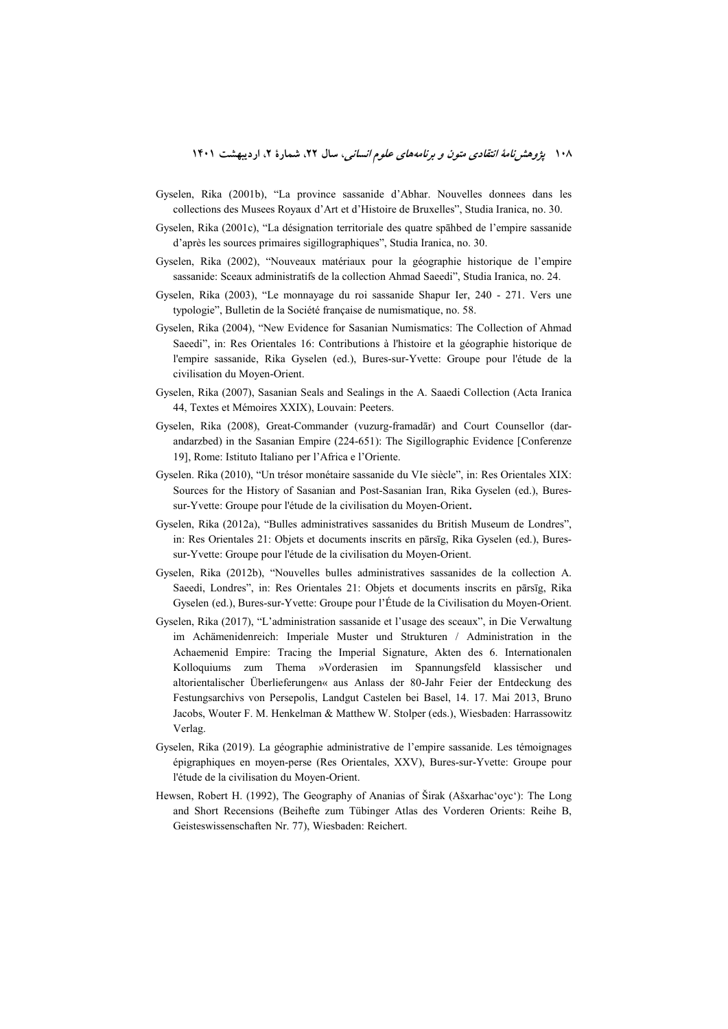Gyselen, Rika (2001b), “La province sassanide d’Abhar. Nouvelles donnees dans les collections des Musees Royaux d’Art et d’Histoire de Bruxelles”, Studia Iranica, no. 30.

Gyselen, Rika (2001c), “La désignation territoriale des quatre spāhbed de l’empire sassanide d’après les sources primaires sigillographiques”, Studia Iranica, no. 30.

Gyselen, Rika (2002), “Nouveaux matériaux pour la géographie historique de l’empire sassanide: Sceaux administratifs de la collection Ahmad Saeedi”, Studia Iranica, no. 24.

Gyselen, Rika (2003), “Le monnayage du roi sassanide Shapur Ier, 240 - 271. Vers une typologie”, Bulletin de la Société française de numismatique, no. 58.

Gyselen, Rika (2004), “New Evidence for Sasanian Numismatics: The Collection of Ahmad Saeedi”, in: Res Orientales 16: Contributions à l'histoire et la géographie historique de l'empire sassanide, Rika Gyselen (ed.), Bures-sur-Yvette: Groupe pour l'étude de la civilisation du Moyen-Orient.

Gyselen, Rika (2007), Sasanian Seals and Sealings in the A. Saaedi Collection (Acta Iranica 44, Textes et Mémoires XXIX), Louvain: Peeters.

Gyselen, Rika (2008), Great-Commander (vuzurg-framadār) and Court Counsellor (dar-andarzbed) in the Sasanian Empire (224-651): The Sigillographic Evidence [Conferenze 19], Rome: Istituto Italiano per l’Africa e l’Oriente.

Gyselen. Rika (2010), “Un trésor monétaire sassanide du VIe siècle”, in: Res Orientales XIX: Sources for the History of Sasanian and Post-Sasanian Iran, Rika Gyselen (ed.), Bures-sur-Yvette: Groupe pour l'étude de la civilisation du Moyen-Orient.

Gyselen, Rika (2012a), “Bulles administratives sassanides du British Museum de Londres”, in: Res Orientales 21: Objets et documents inscrits en pārsīg, Rika Gyselen (ed.), Bures-sur-Yvette: Groupe pour l'étude de la civilisation du Moyen-Orient.

Gyselen, Rika (2012b), “Nouvelles bulles administratives sassanides de la collection A. Saeedi, Londres”, in: Res Orientales 21: Objets et documents inscrits en pārsīg, Rika Gyselen (ed.), Bures-sur-Yvette: Groupe pour l’Étude de la Civilisation du Moyen-Orient.

Gyselen, Rika (2017), “L’administration sassanide et l’usage des sceaux”, in Die Verwaltung im Achämenidenreich: Imperiale Muster und Strukturen / Administration in the Achaemenid Empire: Tracing the Imperial Signature, Akten des 6. Internationalen Kolloquiums zum Thema »Vorderasien im Spannungsfeld klassischer und altorientalischer Überlieferungen« aus Anlass der 80-Jahr Feier der Entdeckung des Festungsarchivs von Persepolis, Landgut Castelen bei Basel, 14. 17. Mai 2013, Bruno Jacobs, Wouter F. M. Henkelman & Matthew W. Stolper (eds.), Wiesbaden: Harrassowitz Verlag.

Gyselen, Rika (2019). La géographie administrative de l’empire sassanide. Les témoignages épigraphiques en moyen-perse (Res Orientales, XXV), Bures-sur-Yvette: Groupe pour l'étude de la civilisation du Moyen-Orient.

Hewsen, Robert H. (1992), The Geography of Ananias of Širak (Ašxarhac‘oyc‘): The Long and Short Recensions (Beihefte zum Tübinger Atlas des Vorderen Orients: Reihe B, Geisteswissenschaften Nr. 77), Wiesbaden: Reichert.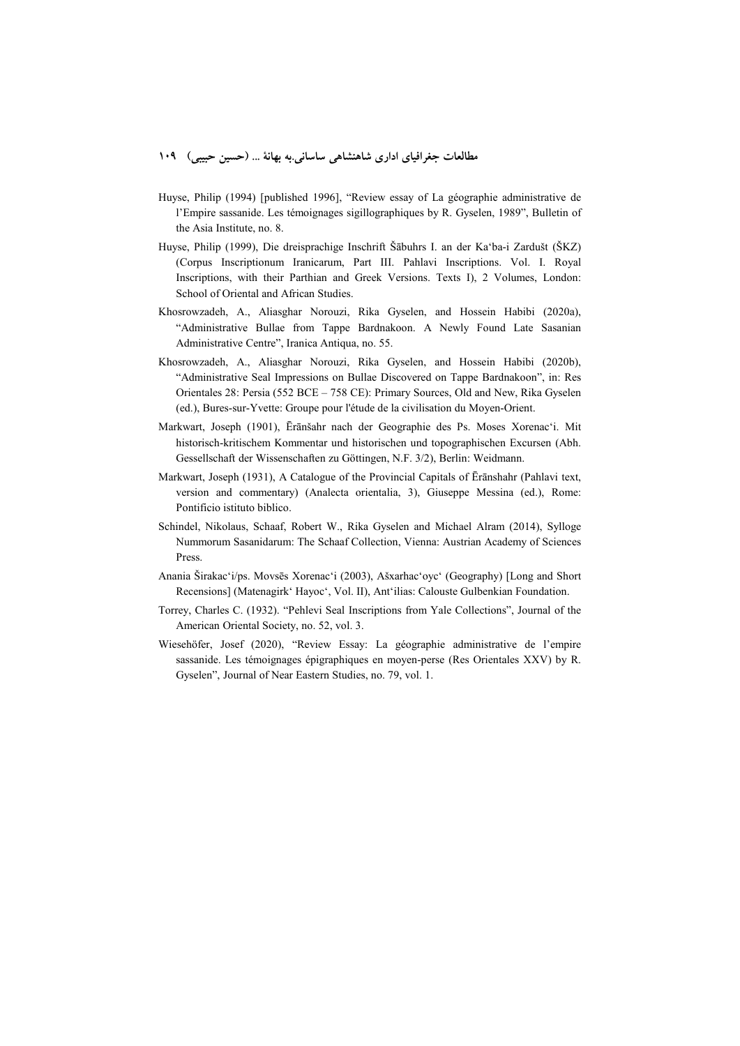Huyse, Philip (1994) [published 1996], “Review essay of La géographie administrative de l’Empire sassanide. Les témoignages sigillographiques by R. Gyselen, 1989”, Bulletin of the Asia Institute, no. 8.

Huyse, Philip (1999), Die dreisprachige Inschrift Šābuhrs I. an der Ka‘ba-i Zardušt (ŠKZ) (Corpus Inscriptionum Iranicarum, Part III. Pahlavi Inscriptions. Vol. I. Royal Inscriptions, with their Parthian and Greek Versions. Texts I), 2 Volumes, London: School of Oriental and African Studies.

Khosrowzadeh, A., Aliasghar Norouzi, Rika Gyselen, and Hossein Habibi (2020a), “Administrative Bullae from Tappe Bardnakoon. A Newly Found Late Sasanian Administrative Centre”, Iranica Antiqua, no. 55.

Khosrowzadeh, A., Aliasghar Norouzi, Rika Gyselen, and Hossein Habibi (2020b), “Administrative Seal Impressions on Bullae Discovered on Tappe Bardnakoon”, in: Res Orientales 28: Persia (552 BCE – 758 CE): Primary Sources, Old and New, Rika Gyselen (ed.), Bures-sur-Yvette: Groupe pour l'étude de la civilisation du Moyen-Orient.

Markwart, Joseph (1901), Ērānšahr nach der Geographie des Ps. Moses Xorenac‘i. Mit historisch-kritischem Kommentar und historischen und topographischen Excursen (Abh. Gessellschaft der Wissenschaften zu Göttingen, N.F. 3/2), Berlin: Weidmann.

Markwart, Joseph (1931), A Catalogue of the Provincial Capitals of Ērānshahr (Pahlavi text, version and commentary) (Analecta orientalia, 3), Giuseppe Messina (ed.), Rome: Pontificio istituto biblico.

Schindel, Nikolaus, Schaaf, Robert W., Rika Gyselen and Michael Alram (2014), Sylloge Nummorum Sasanidarum: The Schaaf Collection, Vienna: Austrian Academy of Sciences Press.

Anania Širakac‘i/ps. Movsēs Xorenac‘i (2003), Ašxarhac‘oyc‘ (Geography) [Long and Short Recensions] (Matenagirk‘ Hayoc‘, Vol. II), Ant‘ilias: Calouste Gulbenkian Foundation.

Torrey, Charles C. (1932). “Pehlevi Seal Inscriptions from Yale Collections”, Journal of the American Oriental Society, no. 52, vol. 3.

Wiesehöfer, Josef (2020), “Review Essay: La géographie administrative de l’empire sassanide. Les témoignages épigraphiques en moyen-perse (Res Orientales XXV) by R. Gyselen”, Journal of Near Eastern Studies, no. 79, vol. 1.